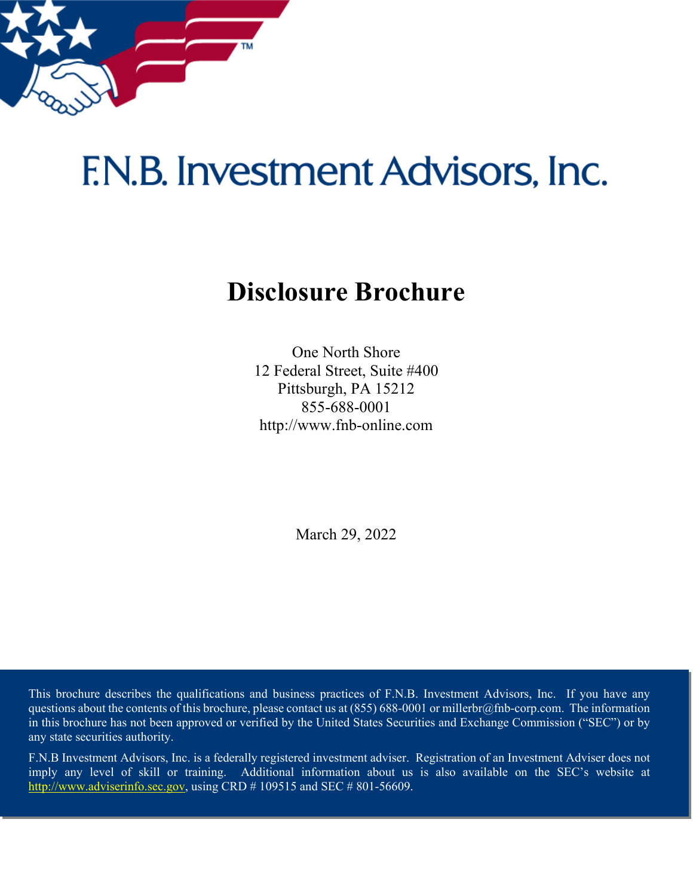# F.N.B. Investment Advisors, Inc.

## Disclosure Brochure

One North Shore
12 Federal Street, Suite #400
Pittsburgh, PA 15212
855-688-0001
http://www.fnb-online.com

March 29, 2022

This brochure describes the qualifications and business practices of F.N.B. Investment Advisors, Inc. If you have any questions about the contents of this brochure, please contact us at (855) 688-0001 or millerbr@fnb-corp.com. The information in this brochure has not been approved or verified by the United States Securities and Exchange Commission ("SEC") or by any state securities authority.

F.N.B Investment Advisors, Inc. is a federally registered investment adviser. Registration of an Investment Adviser does not imply any level of skill or training. Additional information about us is also available on the SEC's website at http://www.adviserinfo.sec.gov, using CRD # 109515 and SEC # 801-56609.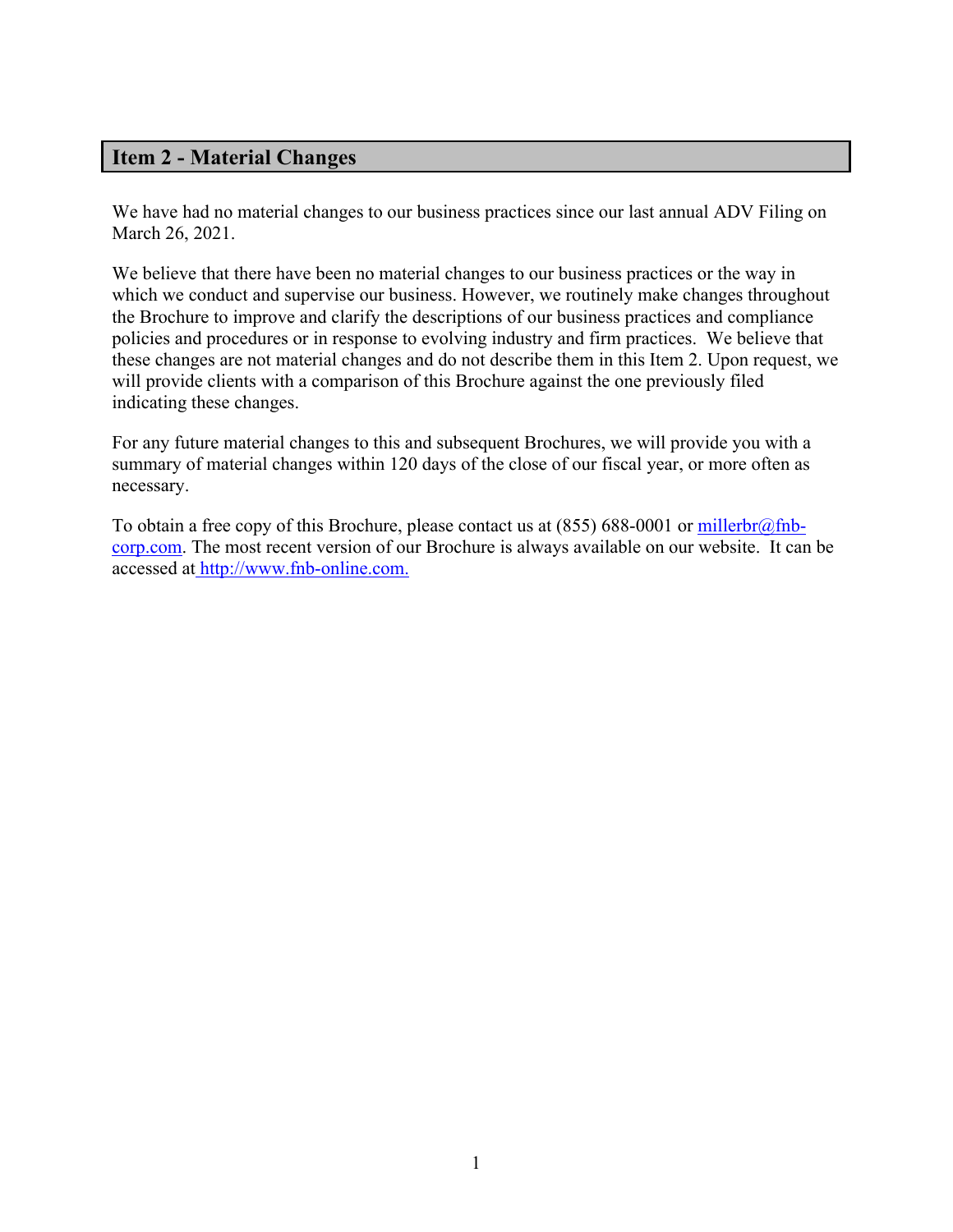## Item 2 - Material Changes

We have had no material changes to our business practices since our last annual ADV Filing on March 26, 2021.

We believe that there have been no material changes to our business practices or the way in which we conduct and supervise our business. However, we routinely make changes throughout the Brochure to improve and clarify the descriptions of our business practices and compliance policies and procedures or in response to evolving industry and firm practices. We believe that these changes are not material changes and do not describe them in this Item 2. Upon request, we will provide clients with a comparison of this Brochure against the one previously filed indicating these changes.

For any future material changes to this and subsequent Brochures, we will provide you with a summary of material changes within 120 days of the close of our fiscal year, or more often as necessary.

To obtain a free copy of this Brochure, please contact us at (855) 688-0001 or millerbr@fnb-corp.com. The most recent version of our Brochure is always available on our website. It can be accessed at http://www.fnb-online.com.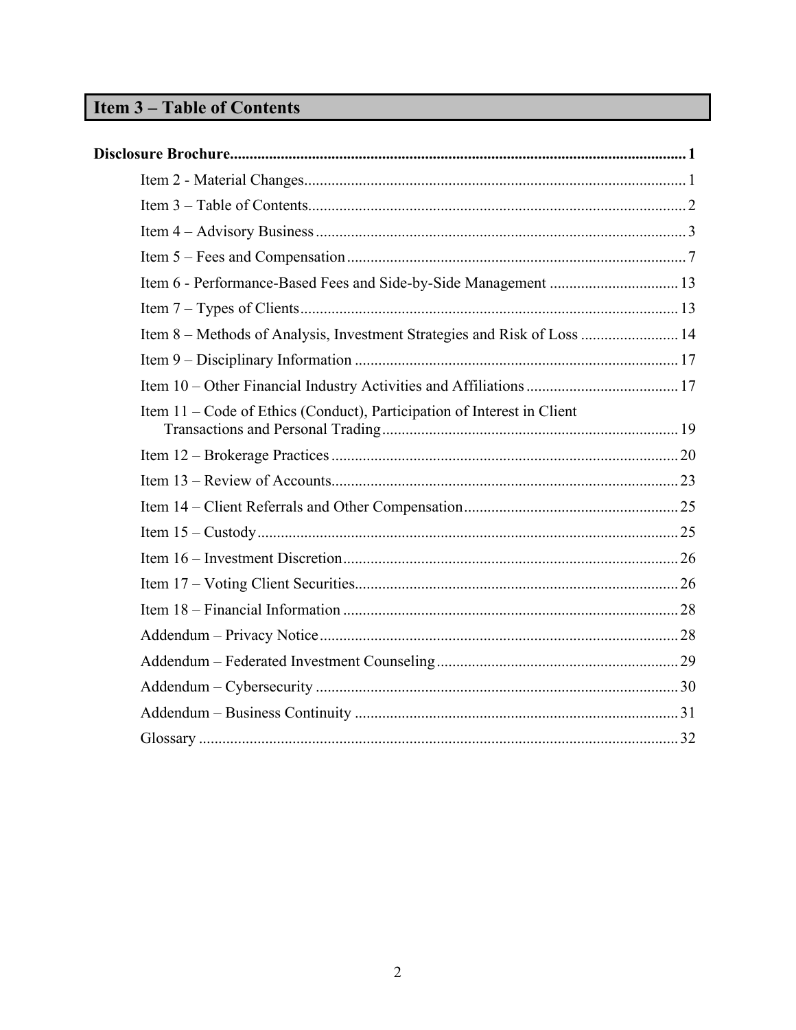## Item 3 – Table of Contents

**Disclosure Brochure** ..... **1**

- Item 2 - Material Changes ..... 1
- Item 3 – Table of Contents ..... 2
- Item 4 – Advisory Business ..... 3
- Item 5 – Fees and Compensation ..... 7
- Item 6 - Performance-Based Fees and Side-by-Side Management ..... 13
- Item 7 – Types of Clients ..... 13
- Item 8 – Methods of Analysis, Investment Strategies and Risk of Loss ..... 14
- Item 9 – Disciplinary Information ..... 17
- Item 10 – Other Financial Industry Activities and Affiliations ..... 17
- Item 11 – Code of Ethics (Conduct), Participation of Interest in Client Transactions and Personal Trading ..... 19
- Item 12 – Brokerage Practices ..... 20
- Item 13 – Review of Accounts ..... 23
- Item 14 – Client Referrals and Other Compensation ..... 25
- Item 15 – Custody ..... 25
- Item 16 – Investment Discretion ..... 26
- Item 17 – Voting Client Securities ..... 26
- Item 18 – Financial Information ..... 28
- Addendum – Privacy Notice ..... 28
- Addendum – Federated Investment Counseling ..... 29
- Addendum – Cybersecurity ..... 30
- Addendum – Business Continuity ..... 31
- Glossary ..... 32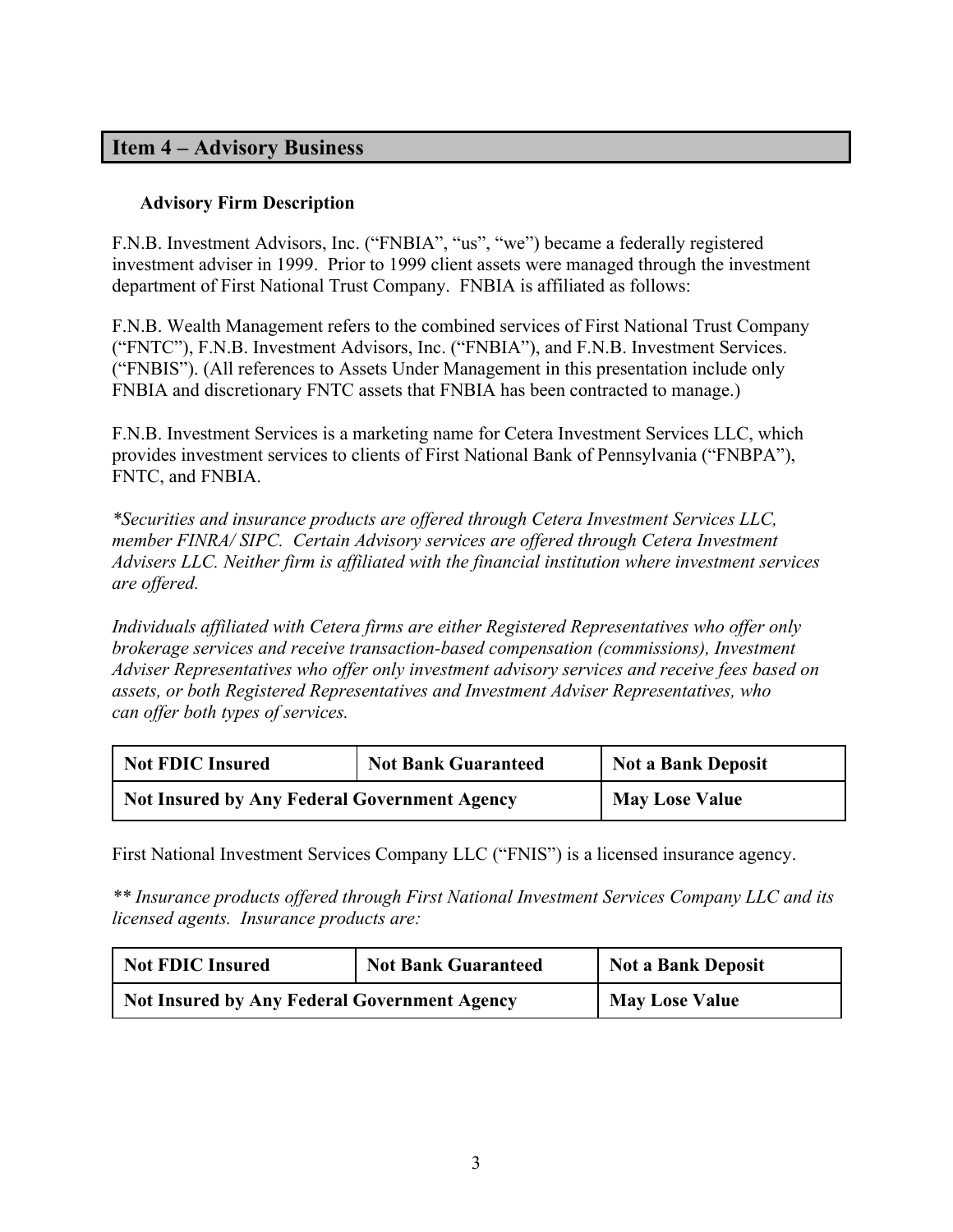## Item 4 – Advisory Business

### Advisory Firm Description

F.N.B. Investment Advisors, Inc. ("FNBIA", "us", "we") became a federally registered investment adviser in 1999. Prior to 1999 client assets were managed through the investment department of First National Trust Company. FNBIA is affiliated as follows:

F.N.B. Wealth Management refers to the combined services of First National Trust Company ("FNTC"), F.N.B. Investment Advisors, Inc. ("FNBIA"), and F.N.B. Investment Services. ("FNBIS"). (All references to Assets Under Management in this presentation include only FNBIA and discretionary FNTC assets that FNBIA has been contracted to manage.)

F.N.B. Investment Services is a marketing name for Cetera Investment Services LLC, which provides investment services to clients of First National Bank of Pennsylvania ("FNBPA"), FNTC, and FNBIA.

*\*Securities and insurance products are offered through Cetera Investment Services LLC, member FINRA/ SIPC. Certain Advisory services are offered through Cetera Investment Advisers LLC. Neither firm is affiliated with the financial institution where investment services are offered.*

*Individuals affiliated with Cetera firms are either Registered Representatives who offer only brokerage services and receive transaction-based compensation (commissions), Investment Adviser Representatives who offer only investment advisory services and receive fees based on assets, or both Registered Representatives and Investment Adviser Representatives, who can offer both types of services.*

| **Not FDIC Insured** | **Not Bank Guaranteed** | **Not a Bank Deposit** |
|---|---|---|
| **Not Insured by Any Federal Government Agency** | | **May Lose Value** |

First National Investment Services Company LLC ("FNIS") is a licensed insurance agency.

*\*\* Insurance products offered through First National Investment Services Company LLC and its licensed agents. Insurance products are:*

| **Not FDIC Insured** | **Not Bank Guaranteed** | **Not a Bank Deposit** |
|---|---|---|
| **Not Insured by Any Federal Government Agency** | | **May Lose Value** |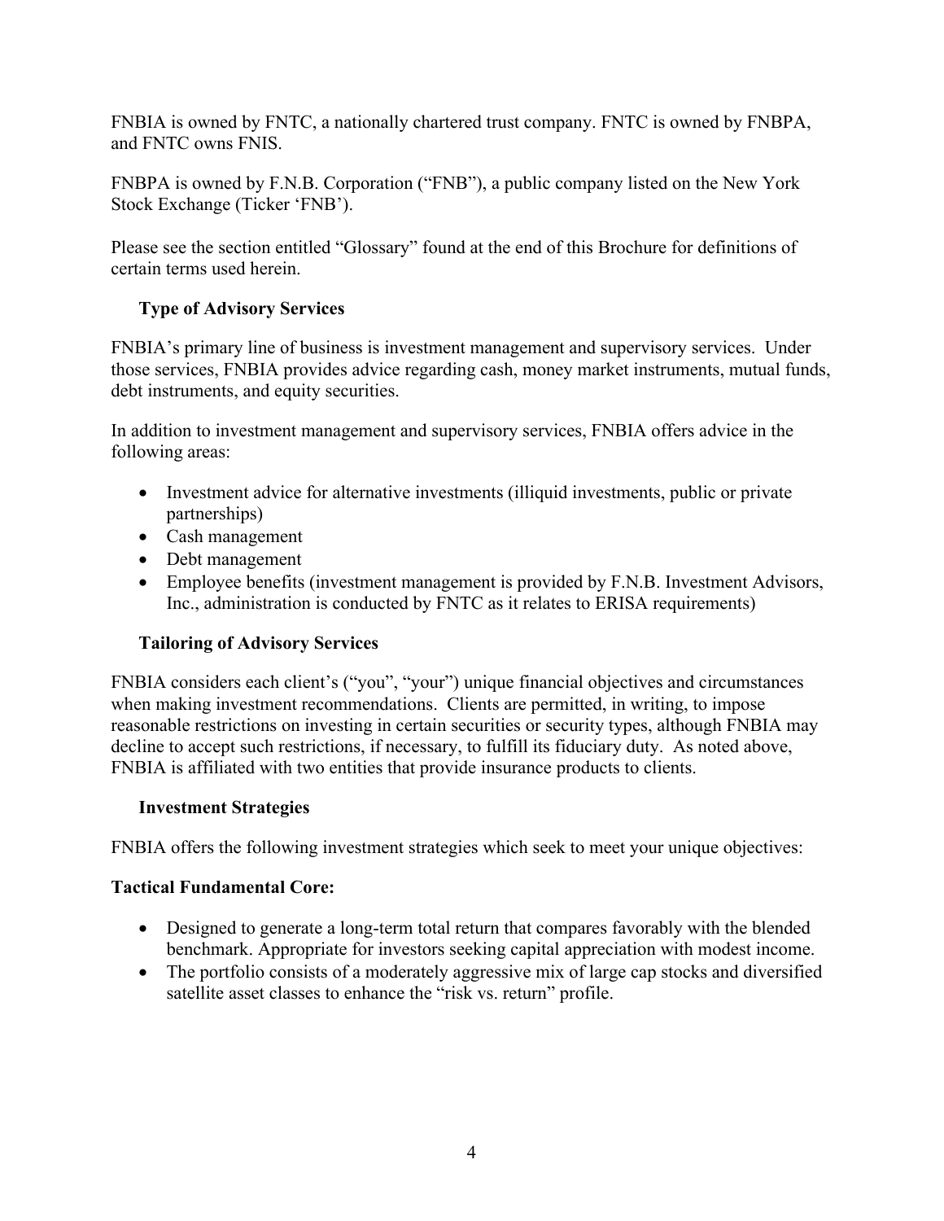FNBIA is owned by FNTC, a nationally chartered trust company. FNTC is owned by FNBPA, and FNTC owns FNIS.

FNBPA is owned by F.N.B. Corporation ("FNB"), a public company listed on the New York Stock Exchange (Ticker 'FNB').

Please see the section entitled "Glossary" found at the end of this Brochure for definitions of certain terms used herein.

### Type of Advisory Services

FNBIA's primary line of business is investment management and supervisory services. Under those services, FNBIA provides advice regarding cash, money market instruments, mutual funds, debt instruments, and equity securities.

In addition to investment management and supervisory services, FNBIA offers advice in the following areas:

- Investment advice for alternative investments (illiquid investments, public or private partnerships)
- Cash management
- Debt management
- Employee benefits (investment management is provided by F.N.B. Investment Advisors, Inc., administration is conducted by FNTC as it relates to ERISA requirements)

### Tailoring of Advisory Services

FNBIA considers each client's ("you", "your") unique financial objectives and circumstances when making investment recommendations. Clients are permitted, in writing, to impose reasonable restrictions on investing in certain securities or security types, although FNBIA may decline to accept such restrictions, if necessary, to fulfill its fiduciary duty. As noted above, FNBIA is affiliated with two entities that provide insurance products to clients.

### Investment Strategies

FNBIA offers the following investment strategies which seek to meet your unique objectives:

**Tactical Fundamental Core:**

- Designed to generate a long-term total return that compares favorably with the blended benchmark. Appropriate for investors seeking capital appreciation with modest income.
- The portfolio consists of a moderately aggressive mix of large cap stocks and diversified satellite asset classes to enhance the "risk vs. return" profile.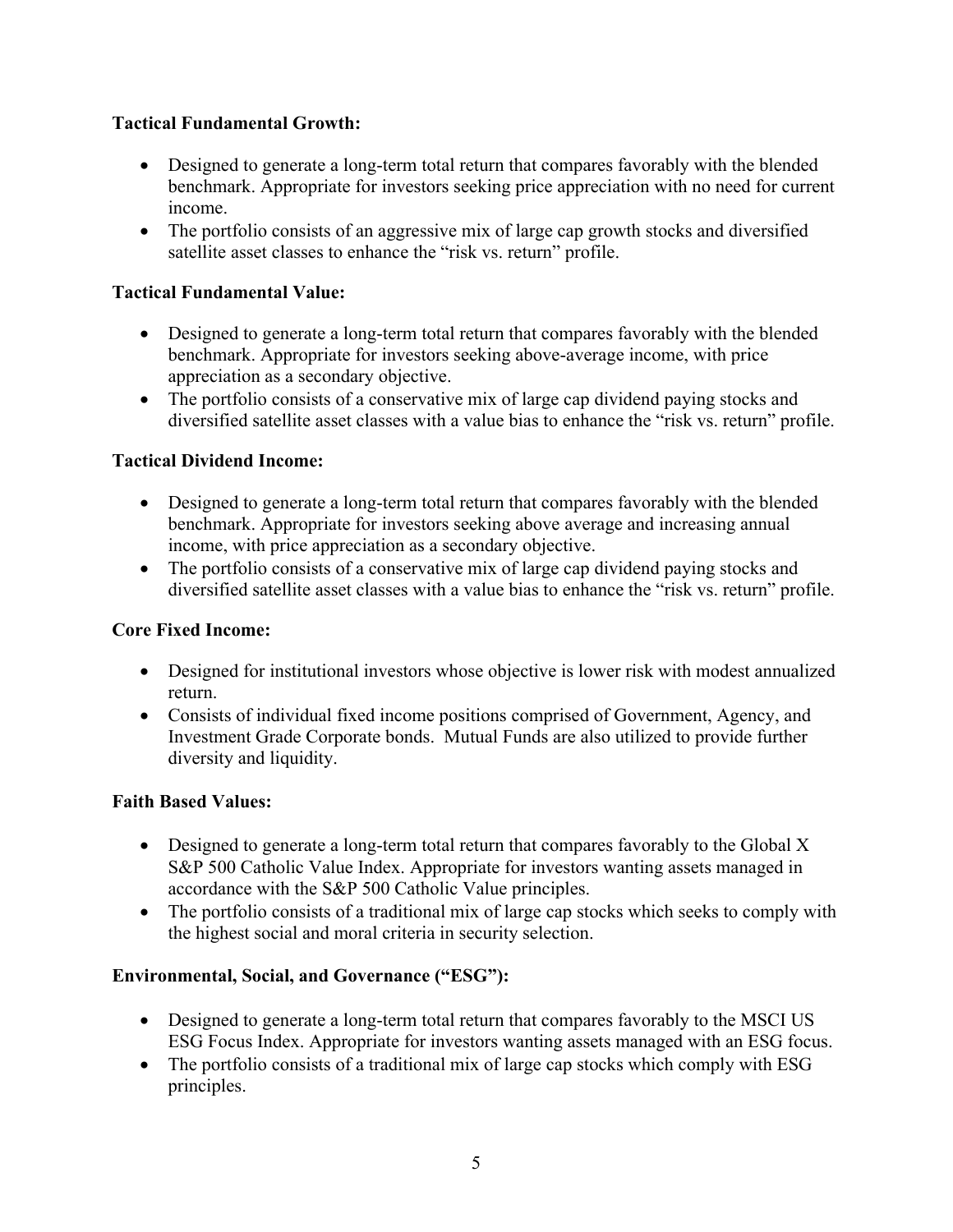**Tactical Fundamental Growth:**

- Designed to generate a long-term total return that compares favorably with the blended benchmark. Appropriate for investors seeking price appreciation with no need for current income.
- The portfolio consists of an aggressive mix of large cap growth stocks and diversified satellite asset classes to enhance the "risk vs. return" profile.

**Tactical Fundamental Value:**

- Designed to generate a long-term total return that compares favorably with the blended benchmark. Appropriate for investors seeking above-average income, with price appreciation as a secondary objective.
- The portfolio consists of a conservative mix of large cap dividend paying stocks and diversified satellite asset classes with a value bias to enhance the "risk vs. return" profile.

**Tactical Dividend Income:**

- Designed to generate a long-term total return that compares favorably with the blended benchmark. Appropriate for investors seeking above average and increasing annual income, with price appreciation as a secondary objective.
- The portfolio consists of a conservative mix of large cap dividend paying stocks and diversified satellite asset classes with a value bias to enhance the "risk vs. return" profile.

**Core Fixed Income:**

- Designed for institutional investors whose objective is lower risk with modest annualized return.
- Consists of individual fixed income positions comprised of Government, Agency, and Investment Grade Corporate bonds. Mutual Funds are also utilized to provide further diversity and liquidity.

**Faith Based Values:**

- Designed to generate a long-term total return that compares favorably to the Global X S&P 500 Catholic Value Index. Appropriate for investors wanting assets managed in accordance with the S&P 500 Catholic Value principles.
- The portfolio consists of a traditional mix of large cap stocks which seeks to comply with the highest social and moral criteria in security selection.

**Environmental, Social, and Governance ("ESG"):**

- Designed to generate a long-term total return that compares favorably to the MSCI US ESG Focus Index. Appropriate for investors wanting assets managed with an ESG focus.
- The portfolio consists of a traditional mix of large cap stocks which comply with ESG principles.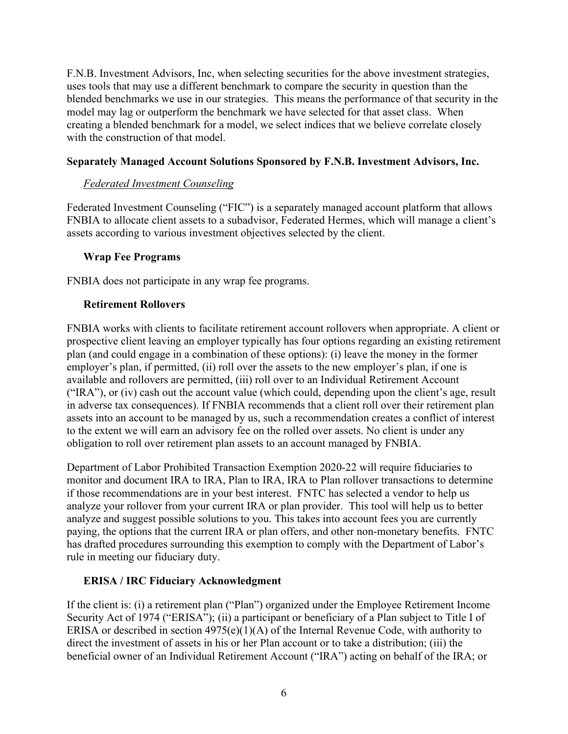F.N.B. Investment Advisors, Inc, when selecting securities for the above investment strategies, uses tools that may use a different benchmark to compare the security in question than the blended benchmarks we use in our strategies. This means the performance of that security in the model may lag or outperform the benchmark we have selected for that asset class. When creating a blended benchmark for a model, we select indices that we believe correlate closely with the construction of that model.

### Separately Managed Account Solutions Sponsored by F.N.B. Investment Advisors, Inc.

*Federated Investment Counseling*

Federated Investment Counseling ("FIC") is a separately managed account platform that allows FNBIA to allocate client assets to a subadvisor, Federated Hermes, which will manage a client's assets according to various investment objectives selected by the client.

### Wrap Fee Programs

FNBIA does not participate in any wrap fee programs.

### Retirement Rollovers

FNBIA works with clients to facilitate retirement account rollovers when appropriate. A client or prospective client leaving an employer typically has four options regarding an existing retirement plan (and could engage in a combination of these options): (i) leave the money in the former employer's plan, if permitted, (ii) roll over the assets to the new employer's plan, if one is available and rollovers are permitted, (iii) roll over to an Individual Retirement Account ("IRA"), or (iv) cash out the account value (which could, depending upon the client's age, result in adverse tax consequences). If FNBIA recommends that a client roll over their retirement plan assets into an account to be managed by us, such a recommendation creates a conflict of interest to the extent we will earn an advisory fee on the rolled over assets. No client is under any obligation to roll over retirement plan assets to an account managed by FNBIA.

Department of Labor Prohibited Transaction Exemption 2020-22 will require fiduciaries to monitor and document IRA to IRA, Plan to IRA, IRA to Plan rollover transactions to determine if those recommendations are in your best interest. FNTC has selected a vendor to help us analyze your rollover from your current IRA or plan provider. This tool will help us to better analyze and suggest possible solutions to you. This takes into account fees you are currently paying, the options that the current IRA or plan offers, and other non-monetary benefits. FNTC has drafted procedures surrounding this exemption to comply with the Department of Labor's rule in meeting our fiduciary duty.

### ERISA / IRC Fiduciary Acknowledgment

If the client is: (i) a retirement plan ("Plan") organized under the Employee Retirement Income Security Act of 1974 ("ERISA"); (ii) a participant or beneficiary of a Plan subject to Title I of ERISA or described in section 4975(e)(1)(A) of the Internal Revenue Code, with authority to direct the investment of assets in his or her Plan account or to take a distribution; (iii) the beneficial owner of an Individual Retirement Account ("IRA") acting on behalf of the IRA; or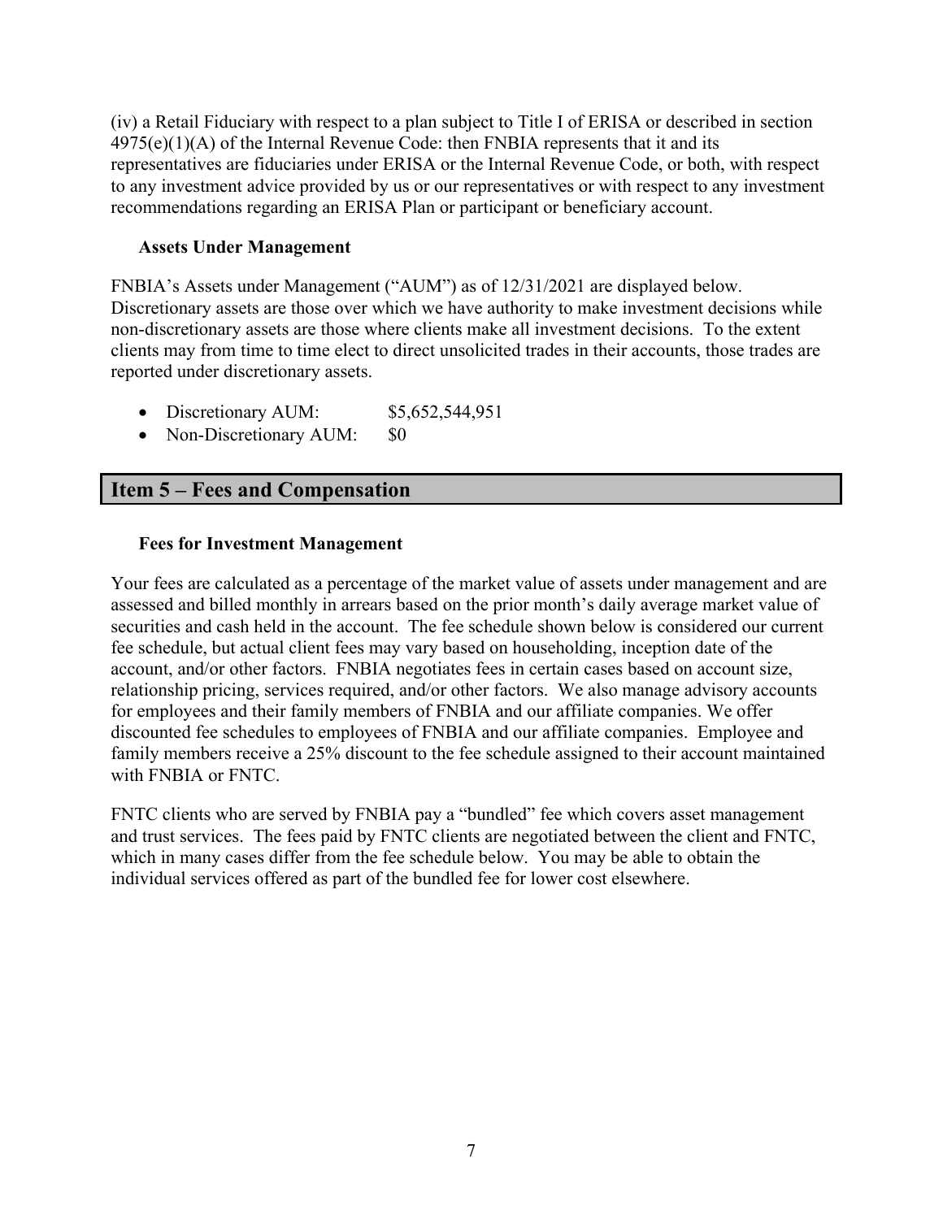(iv) a Retail Fiduciary with respect to a plan subject to Title I of ERISA or described in section 4975(e)(1)(A) of the Internal Revenue Code: then FNBIA represents that it and its representatives are fiduciaries under ERISA or the Internal Revenue Code, or both, with respect to any investment advice provided by us or our representatives or with respect to any investment recommendations regarding an ERISA Plan or participant or beneficiary account.

### Assets Under Management

FNBIA's Assets under Management ("AUM") as of 12/31/2021 are displayed below. Discretionary assets are those over which we have authority to make investment decisions while non-discretionary assets are those where clients make all investment decisions. To the extent clients may from time to time elect to direct unsolicited trades in their accounts, those trades are reported under discretionary assets.

- Discretionary AUM: $5,652,544,951
- Non-Discretionary AUM: $0

## Item 5 – Fees and Compensation

### Fees for Investment Management

Your fees are calculated as a percentage of the market value of assets under management and are assessed and billed monthly in arrears based on the prior month's daily average market value of securities and cash held in the account. The fee schedule shown below is considered our current fee schedule, but actual client fees may vary based on householding, inception date of the account, and/or other factors. FNBIA negotiates fees in certain cases based on account size, relationship pricing, services required, and/or other factors. We also manage advisory accounts for employees and their family members of FNBIA and our affiliate companies. We offer discounted fee schedules to employees of FNBIA and our affiliate companies. Employee and family members receive a 25% discount to the fee schedule assigned to their account maintained with FNBIA or FNTC.

FNTC clients who are served by FNBIA pay a "bundled" fee which covers asset management and trust services. The fees paid by FNTC clients are negotiated between the client and FNTC, which in many cases differ from the fee schedule below. You may be able to obtain the individual services offered as part of the bundled fee for lower cost elsewhere.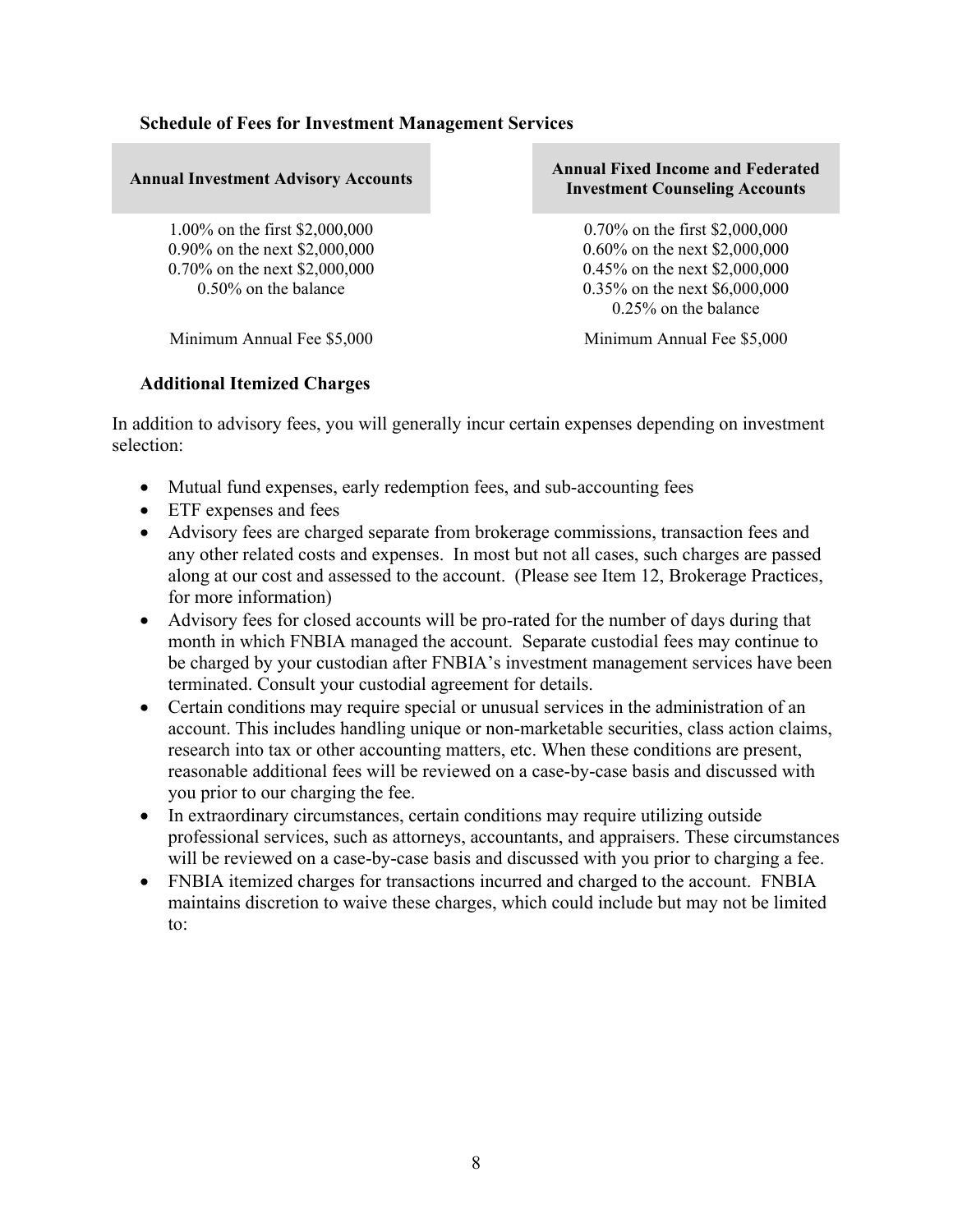**Schedule of Fees for Investment Management Services**

| Annual Investment Advisory Accounts | Annual Fixed Income and Federated Investment Counseling Accounts |
|---|---|
| 1.00% on the first $2,000,000<br>0.90% on the next $2,000,000<br>0.70% on the next $2,000,000<br>0.50% on the balance | 0.70% on the first $2,000,000<br>0.60% on the next $2,000,000<br>0.45% on the next $2,000,000<br>0.35% on the next $6,000,000<br>0.25% on the balance |
| Minimum Annual Fee $5,000 | Minimum Annual Fee $5,000 |

**Additional Itemized Charges**

In addition to advisory fees, you will generally incur certain expenses depending on investment selection:

- Mutual fund expenses, early redemption fees, and sub-accounting fees
- ETF expenses and fees
- Advisory fees are charged separate from brokerage commissions, transaction fees and any other related costs and expenses. In most but not all cases, such charges are passed along at our cost and assessed to the account. (Please see Item 12, Brokerage Practices, for more information)
- Advisory fees for closed accounts will be pro-rated for the number of days during that month in which FNBIA managed the account. Separate custodial fees may continue to be charged by your custodian after FNBIA's investment management services have been terminated. Consult your custodial agreement for details.
- Certain conditions may require special or unusual services in the administration of an account. This includes handling unique or non-marketable securities, class action claims, research into tax or other accounting matters, etc. When these conditions are present, reasonable additional fees will be reviewed on a case-by-case basis and discussed with you prior to our charging the fee.
- In extraordinary circumstances, certain conditions may require utilizing outside professional services, such as attorneys, accountants, and appraisers. These circumstances will be reviewed on a case-by-case basis and discussed with you prior to charging a fee.
- FNBIA itemized charges for transactions incurred and charged to the account. FNBIA maintains discretion to waive these charges, which could include but may not be limited to: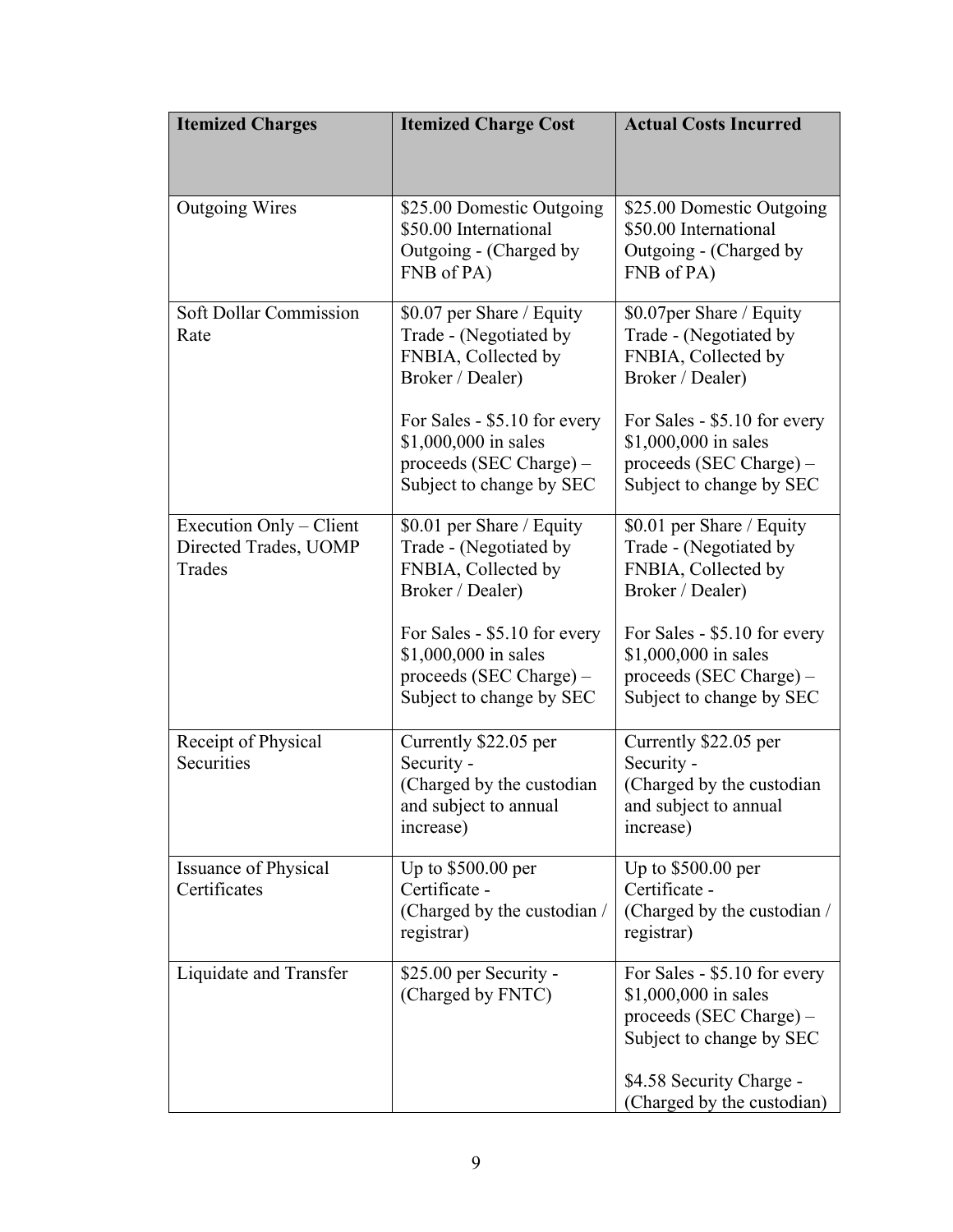| Itemized Charges | Itemized Charge Cost | Actual Costs Incurred |
|---|---|---|
| Outgoing Wires | $25.00 Domestic Outgoing $50.00 International Outgoing - (Charged by FNB of PA) | $25.00 Domestic Outgoing $50.00 International Outgoing - (Charged by FNB of PA) |
| Soft Dollar Commission Rate | $0.07 per Share / Equity Trade - (Negotiated by FNBIA, Collected by Broker / Dealer)<br><br>For Sales - $5.10 for every $1,000,000 in sales proceeds (SEC Charge) – Subject to change by SEC | $0.07per Share / Equity Trade - (Negotiated by FNBIA, Collected by Broker / Dealer)<br><br>For Sales - $5.10 for every $1,000,000 in sales proceeds (SEC Charge) – Subject to change by SEC |
| Execution Only – Client Directed Trades, UOMP Trades | $0.01 per Share / Equity Trade - (Negotiated by FNBIA, Collected by Broker / Dealer)<br><br>For Sales - $5.10 for every $1,000,000 in sales proceeds (SEC Charge) – Subject to change by SEC | $0.01 per Share / Equity Trade - (Negotiated by FNBIA, Collected by Broker / Dealer)<br><br>For Sales - $5.10 for every $1,000,000 in sales proceeds (SEC Charge) – Subject to change by SEC |
| Receipt of Physical Securities | Currently $22.05 per Security - (Charged by the custodian and subject to annual increase) | Currently $22.05 per Security - (Charged by the custodian and subject to annual increase) |
| Issuance of Physical Certificates | Up to $500.00 per Certificate - (Charged by the custodian / registrar) | Up to $500.00 per Certificate - (Charged by the custodian / registrar) |
| Liquidate and Transfer | $25.00 per Security - (Charged by FNTC) | For Sales - $5.10 for every $1,000,000 in sales proceeds (SEC Charge) – Subject to change by SEC<br><br>$4.58 Security Charge - (Charged by the custodian) |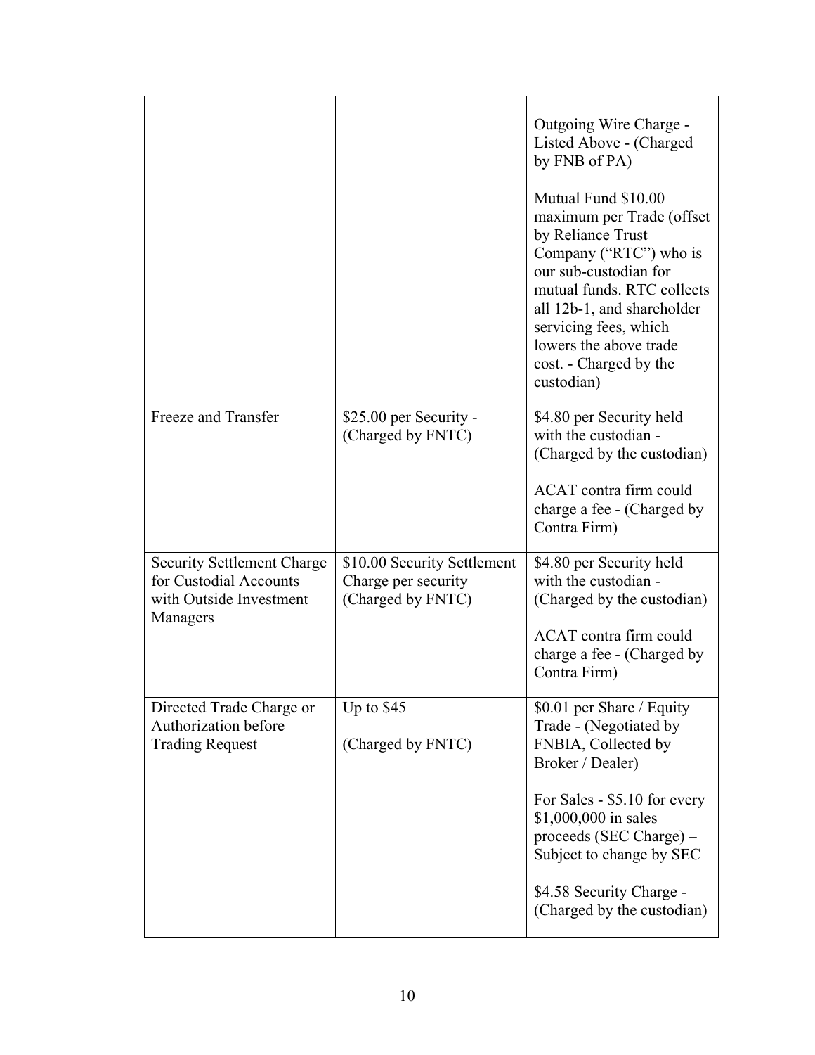| | | |
|---|---|---|
| | | Outgoing Wire Charge - Listed Above - (Charged by FNB of PA)<br><br>Mutual Fund $10.00 maximum per Trade (offset by Reliance Trust Company ("RTC") who is our sub-custodian for mutual funds. RTC collects all 12b-1, and shareholder servicing fees, which lowers the above trade cost. - Charged by the custodian) |
| Freeze and Transfer | $25.00 per Security - (Charged by FNTC) | $4.80 per Security held with the custodian - (Charged by the custodian)<br><br>ACAT contra firm could charge a fee - (Charged by Contra Firm) |
| Security Settlement Charge for Custodial Accounts with Outside Investment Managers | $10.00 Security Settlement Charge per security – (Charged by FNTC) | $4.80 per Security held with the custodian - (Charged by the custodian)<br><br>ACAT contra firm could charge a fee - (Charged by Contra Firm) |
| Directed Trade Charge or Authorization before Trading Request | Up to $45<br><br>(Charged by FNTC) | $0.01 per Share / Equity Trade - (Negotiated by FNBIA, Collected by Broker / Dealer)<br><br>For Sales - $5.10 for every $1,000,000 in sales proceeds (SEC Charge) – Subject to change by SEC<br><br>$4.58 Security Charge - (Charged by the custodian) |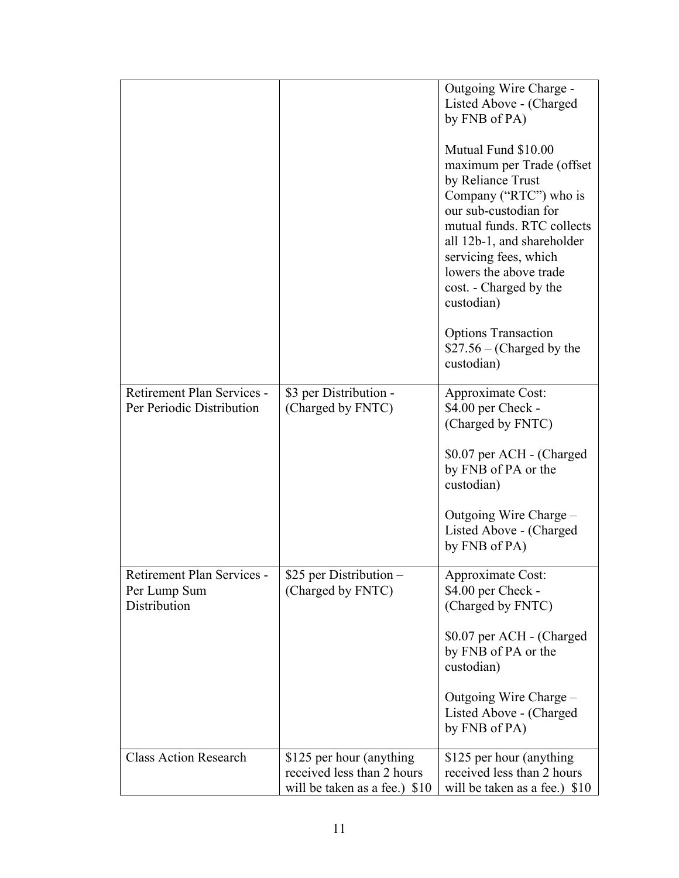|  |  |  |
|---|---|---|
|  |  | Outgoing Wire Charge - Listed Above - (Charged by FNB of PA)<br><br>Mutual Fund $10.00 maximum per Trade (offset by Reliance Trust Company ("RTC") who is our sub-custodian for mutual funds. RTC collects all 12b-1, and shareholder servicing fees, which lowers the above trade cost. - Charged by the custodian)<br><br>Options Transaction $27.56 – (Charged by the custodian) |
| Retirement Plan Services - Per Periodic Distribution | $3 per Distribution - (Charged by FNTC) | Approximate Cost: $4.00 per Check - (Charged by FNTC)<br><br>$0.07 per ACH - (Charged by FNB of PA or the custodian)<br><br>Outgoing Wire Charge – Listed Above - (Charged by FNB of PA) |
| Retirement Plan Services - Per Lump Sum Distribution | $25 per Distribution – (Charged by FNTC) | Approximate Cost: $4.00 per Check - (Charged by FNTC)<br><br>$0.07 per ACH - (Charged by FNB of PA or the custodian)<br><br>Outgoing Wire Charge – Listed Above - (Charged by FNB of PA) |
| Class Action Research | $125 per hour (anything received less than 2 hours will be taken as a fee.) $10 | $125 per hour (anything received less than 2 hours will be taken as a fee.) $10 |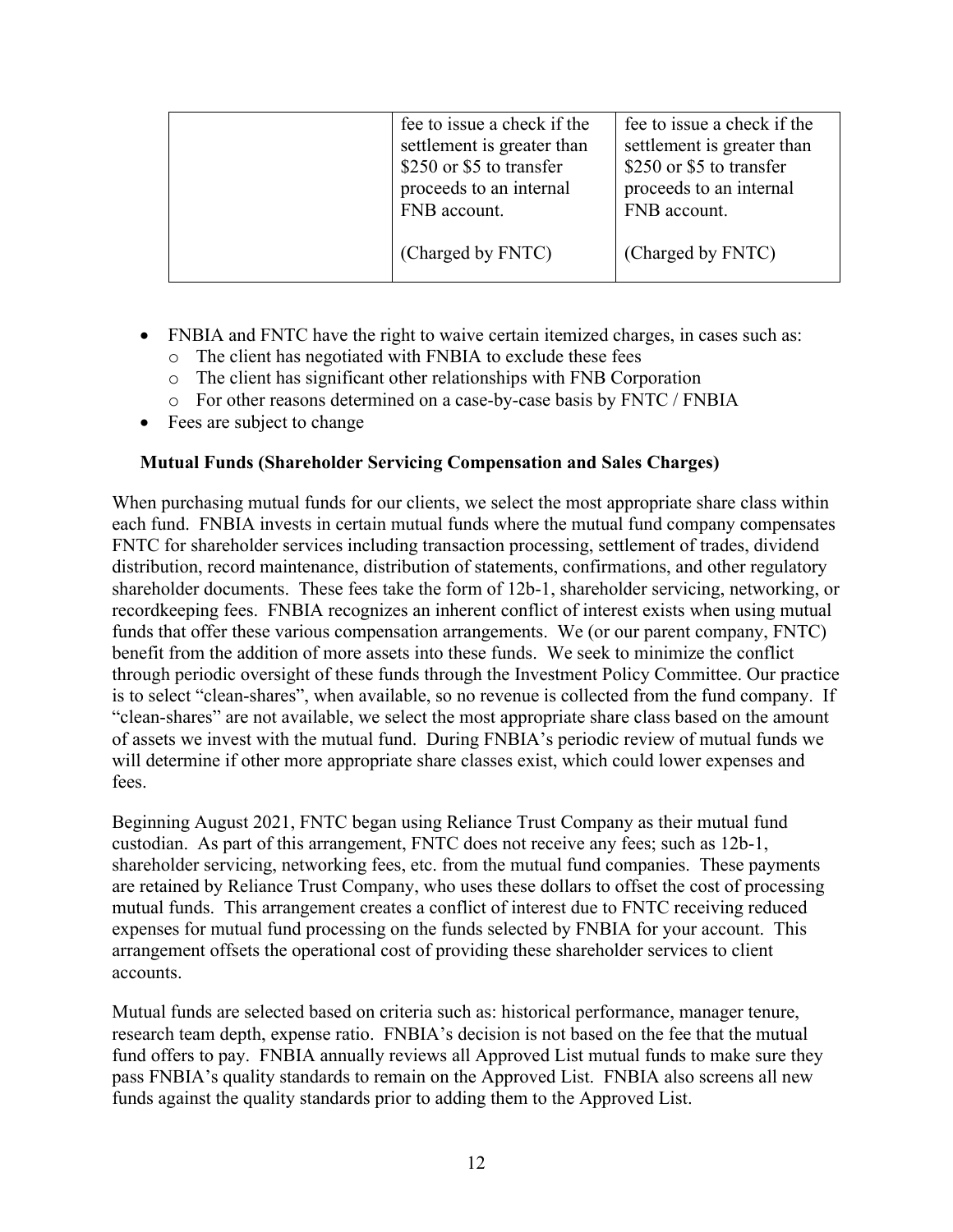| | | |
|---|---|---|
| | fee to issue a check if the settlement is greater than $250 or $5 to transfer proceeds to an internal FNB account.<br><br>(Charged by FNTC) | fee to issue a check if the settlement is greater than $250 or $5 to transfer proceeds to an internal FNB account.<br><br>(Charged by FNTC) |

- FNBIA and FNTC have the right to waive certain itemized charges, in cases such as:
  - The client has negotiated with FNBIA to exclude these fees
  - The client has significant other relationships with FNB Corporation
  - For other reasons determined on a case-by-case basis by FNTC / FNBIA
- Fees are subject to change

**Mutual Funds (Shareholder Servicing Compensation and Sales Charges)**

When purchasing mutual funds for our clients, we select the most appropriate share class within each fund. FNBIA invests in certain mutual funds where the mutual fund company compensates FNTC for shareholder services including transaction processing, settlement of trades, dividend distribution, record maintenance, distribution of statements, confirmations, and other regulatory shareholder documents. These fees take the form of 12b-1, shareholder servicing, networking, or recordkeeping fees. FNBIA recognizes an inherent conflict of interest exists when using mutual funds that offer these various compensation arrangements. We (or our parent company, FNTC) benefit from the addition of more assets into these funds. We seek to minimize the conflict through periodic oversight of these funds through the Investment Policy Committee. Our practice is to select "clean-shares", when available, so no revenue is collected from the fund company. If "clean-shares" are not available, we select the most appropriate share class based on the amount of assets we invest with the mutual fund. During FNBIA's periodic review of mutual funds we will determine if other more appropriate share classes exist, which could lower expenses and fees.

Beginning August 2021, FNTC began using Reliance Trust Company as their mutual fund custodian. As part of this arrangement, FNTC does not receive any fees; such as 12b-1, shareholder servicing, networking fees, etc. from the mutual fund companies. These payments are retained by Reliance Trust Company, who uses these dollars to offset the cost of processing mutual funds. This arrangement creates a conflict of interest due to FNTC receiving reduced expenses for mutual fund processing on the funds selected by FNBIA for your account. This arrangement offsets the operational cost of providing these shareholder services to client accounts.

Mutual funds are selected based on criteria such as: historical performance, manager tenure, research team depth, expense ratio. FNBIA's decision is not based on the fee that the mutual fund offers to pay. FNBIA annually reviews all Approved List mutual funds to make sure they pass FNBIA's quality standards to remain on the Approved List. FNBIA also screens all new funds against the quality standards prior to adding them to the Approved List.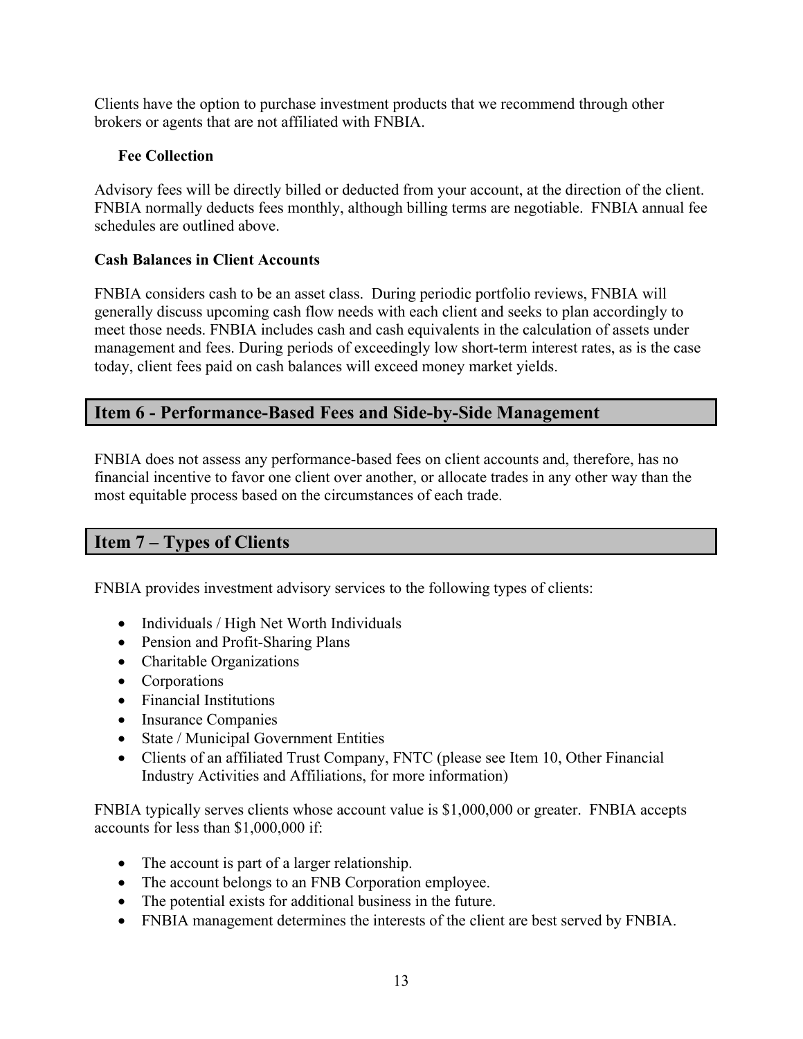Clients have the option to purchase investment products that we recommend through other brokers or agents that are not affiliated with FNBIA.

**Fee Collection**

Advisory fees will be directly billed or deducted from your account, at the direction of the client. FNBIA normally deducts fees monthly, although billing terms are negotiable. FNBIA annual fee schedules are outlined above.

**Cash Balances in Client Accounts**

FNBIA considers cash to be an asset class. During periodic portfolio reviews, FNBIA will generally discuss upcoming cash flow needs with each client and seeks to plan accordingly to meet those needs. FNBIA includes cash and cash equivalents in the calculation of assets under management and fees. During periods of exceedingly low short-term interest rates, as is the case today, client fees paid on cash balances will exceed money market yields.

## Item 6 - Performance-Based Fees and Side-by-Side Management

FNBIA does not assess any performance-based fees on client accounts and, therefore, has no financial incentive to favor one client over another, or allocate trades in any other way than the most equitable process based on the circumstances of each trade.

## Item 7 – Types of Clients

FNBIA provides investment advisory services to the following types of clients:

- Individuals / High Net Worth Individuals
- Pension and Profit-Sharing Plans
- Charitable Organizations
- Corporations
- Financial Institutions
- Insurance Companies
- State / Municipal Government Entities
- Clients of an affiliated Trust Company, FNTC (please see Item 10, Other Financial Industry Activities and Affiliations, for more information)

FNBIA typically serves clients whose account value is $1,000,000 or greater. FNBIA accepts accounts for less than $1,000,000 if:

- The account is part of a larger relationship.
- The account belongs to an FNB Corporation employee.
- The potential exists for additional business in the future.
- FNBIA management determines the interests of the client are best served by FNBIA.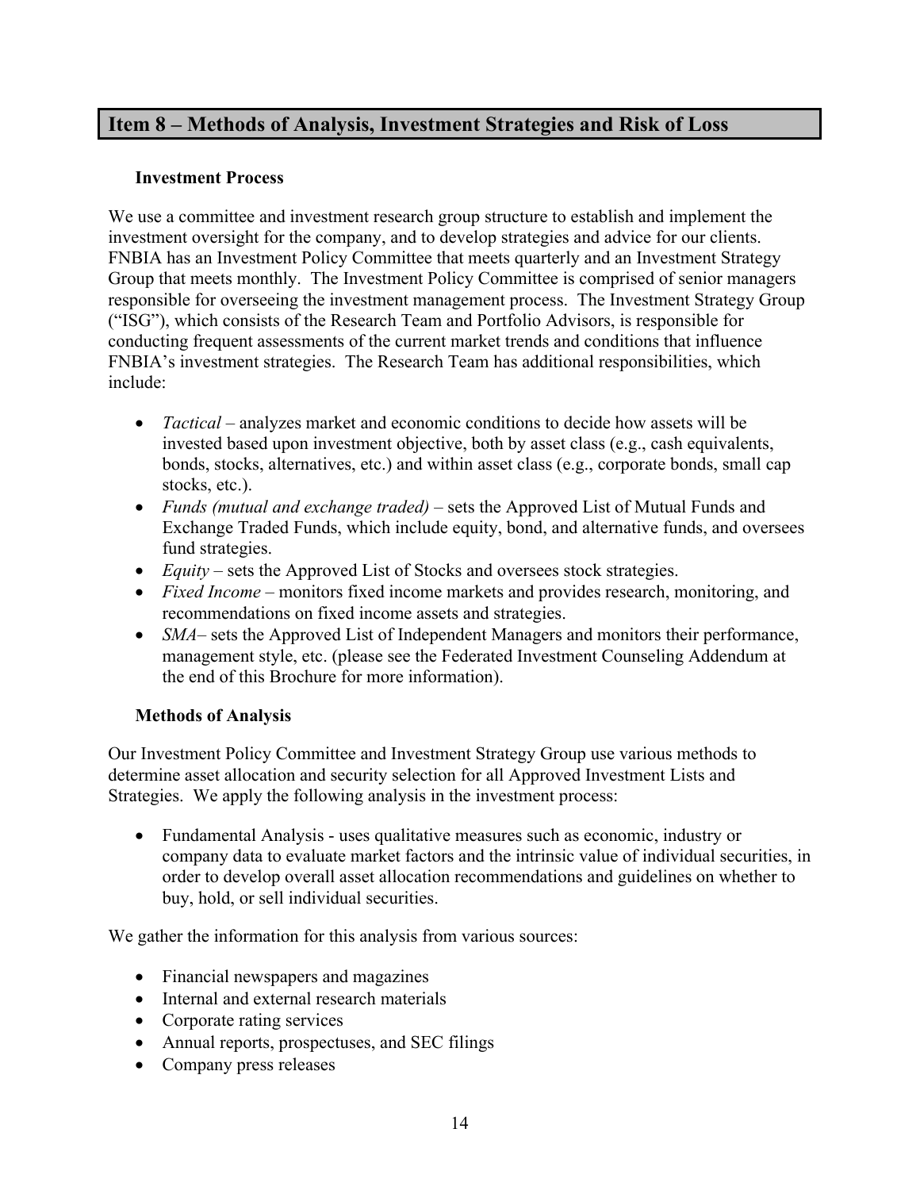## Item 8 – Methods of Analysis, Investment Strategies and Risk of Loss

### Investment Process

We use a committee and investment research group structure to establish and implement the investment oversight for the company, and to develop strategies and advice for our clients. FNBIA has an Investment Policy Committee that meets quarterly and an Investment Strategy Group that meets monthly. The Investment Policy Committee is comprised of senior managers responsible for overseeing the investment management process. The Investment Strategy Group ("ISG"), which consists of the Research Team and Portfolio Advisors, is responsible for conducting frequent assessments of the current market trends and conditions that influence FNBIA's investment strategies. The Research Team has additional responsibilities, which include:

- *Tactical* – analyzes market and economic conditions to decide how assets will be invested based upon investment objective, both by asset class (e.g., cash equivalents, bonds, stocks, alternatives, etc.) and within asset class (e.g., corporate bonds, small cap stocks, etc.).
- *Funds (mutual and exchange traded)* – sets the Approved List of Mutual Funds and Exchange Traded Funds, which include equity, bond, and alternative funds, and oversees fund strategies.
- *Equity* – sets the Approved List of Stocks and oversees stock strategies.
- *Fixed Income* – monitors fixed income markets and provides research, monitoring, and recommendations on fixed income assets and strategies.
- *SMA*– sets the Approved List of Independent Managers and monitors their performance, management style, etc. (please see the Federated Investment Counseling Addendum at the end of this Brochure for more information).

### Methods of Analysis

Our Investment Policy Committee and Investment Strategy Group use various methods to determine asset allocation and security selection for all Approved Investment Lists and Strategies. We apply the following analysis in the investment process:

- Fundamental Analysis - uses qualitative measures such as economic, industry or company data to evaluate market factors and the intrinsic value of individual securities, in order to develop overall asset allocation recommendations and guidelines on whether to buy, hold, or sell individual securities.

We gather the information for this analysis from various sources:

- Financial newspapers and magazines
- Internal and external research materials
- Corporate rating services
- Annual reports, prospectuses, and SEC filings
- Company press releases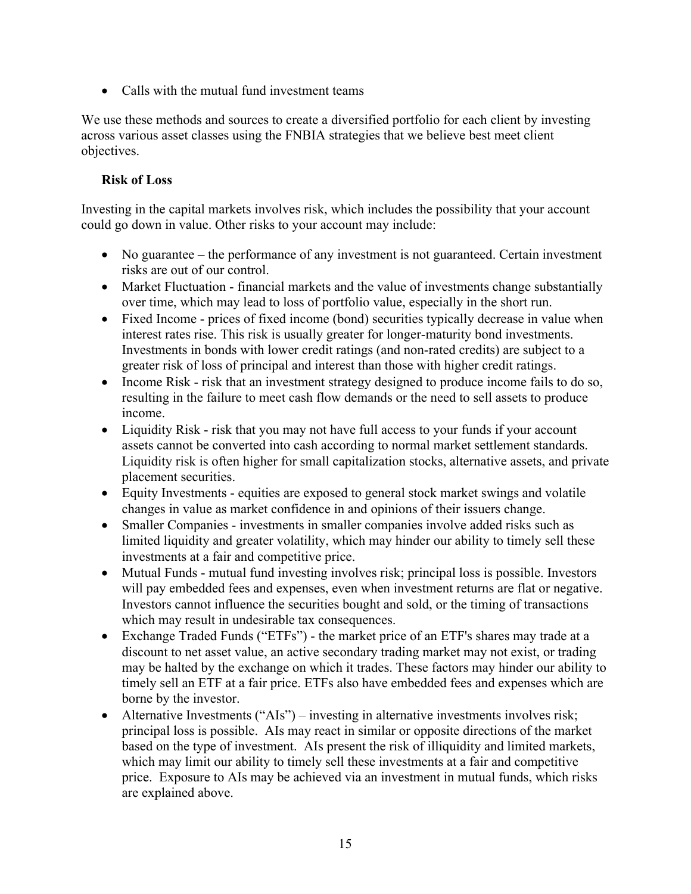- Calls with the mutual fund investment teams

We use these methods and sources to create a diversified portfolio for each client by investing across various asset classes using the FNBIA strategies that we believe best meet client objectives.

**Risk of Loss**

Investing in the capital markets involves risk, which includes the possibility that your account could go down in value. Other risks to your account may include:

- No guarantee – the performance of any investment is not guaranteed. Certain investment risks are out of our control.
- Market Fluctuation - financial markets and the value of investments change substantially over time, which may lead to loss of portfolio value, especially in the short run.
- Fixed Income - prices of fixed income (bond) securities typically decrease in value when interest rates rise. This risk is usually greater for longer-maturity bond investments. Investments in bonds with lower credit ratings (and non-rated credits) are subject to a greater risk of loss of principal and interest than those with higher credit ratings.
- Income Risk - risk that an investment strategy designed to produce income fails to do so, resulting in the failure to meet cash flow demands or the need to sell assets to produce income.
- Liquidity Risk - risk that you may not have full access to your funds if your account assets cannot be converted into cash according to normal market settlement standards. Liquidity risk is often higher for small capitalization stocks, alternative assets, and private placement securities.
- Equity Investments - equities are exposed to general stock market swings and volatile changes in value as market confidence in and opinions of their issuers change.
- Smaller Companies - investments in smaller companies involve added risks such as limited liquidity and greater volatility, which may hinder our ability to timely sell these investments at a fair and competitive price.
- Mutual Funds - mutual fund investing involves risk; principal loss is possible. Investors will pay embedded fees and expenses, even when investment returns are flat or negative. Investors cannot influence the securities bought and sold, or the timing of transactions which may result in undesirable tax consequences.
- Exchange Traded Funds ("ETFs") - the market price of an ETF's shares may trade at a discount to net asset value, an active secondary trading market may not exist, or trading may be halted by the exchange on which it trades. These factors may hinder our ability to timely sell an ETF at a fair price. ETFs also have embedded fees and expenses which are borne by the investor.
- Alternative Investments ("AIs") – investing in alternative investments involves risk; principal loss is possible. AIs may react in similar or opposite directions of the market based on the type of investment. AIs present the risk of illiquidity and limited markets, which may limit our ability to timely sell these investments at a fair and competitive price. Exposure to AIs may be achieved via an investment in mutual funds, which risks are explained above.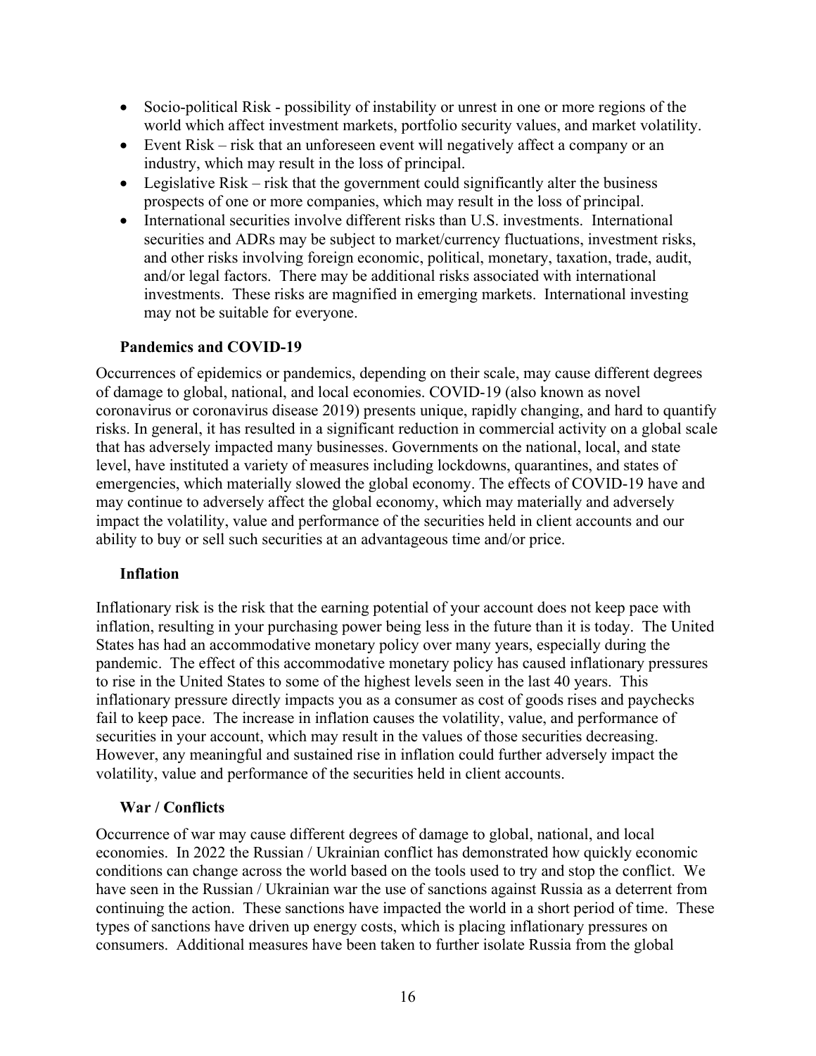- Socio-political Risk - possibility of instability or unrest in one or more regions of the world which affect investment markets, portfolio security values, and market volatility.
- Event Risk – risk that an unforeseen event will negatively affect a company or an industry, which may result in the loss of principal.
- Legislative Risk – risk that the government could significantly alter the business prospects of one or more companies, which may result in the loss of principal.
- International securities involve different risks than U.S. investments. International securities and ADRs may be subject to market/currency fluctuations, investment risks, and other risks involving foreign economic, political, monetary, taxation, trade, audit, and/or legal factors. There may be additional risks associated with international investments. These risks are magnified in emerging markets. International investing may not be suitable for everyone.

**Pandemics and COVID-19**

Occurrences of epidemics or pandemics, depending on their scale, may cause different degrees of damage to global, national, and local economies. COVID-19 (also known as novel coronavirus or coronavirus disease 2019) presents unique, rapidly changing, and hard to quantify risks. In general, it has resulted in a significant reduction in commercial activity on a global scale that has adversely impacted many businesses. Governments on the national, local, and state level, have instituted a variety of measures including lockdowns, quarantines, and states of emergencies, which materially slowed the global economy. The effects of COVID-19 have and may continue to adversely affect the global economy, which may materially and adversely impact the volatility, value and performance of the securities held in client accounts and our ability to buy or sell such securities at an advantageous time and/or price.

**Inflation**

Inflationary risk is the risk that the earning potential of your account does not keep pace with inflation, resulting in your purchasing power being less in the future than it is today. The United States has had an accommodative monetary policy over many years, especially during the pandemic. The effect of this accommodative monetary policy has caused inflationary pressures to rise in the United States to some of the highest levels seen in the last 40 years. This inflationary pressure directly impacts you as a consumer as cost of goods rises and paychecks fail to keep pace. The increase in inflation causes the volatility, value, and performance of securities in your account, which may result in the values of those securities decreasing. However, any meaningful and sustained rise in inflation could further adversely impact the volatility, value and performance of the securities held in client accounts.

**War / Conflicts**

Occurrence of war may cause different degrees of damage to global, national, and local economies. In 2022 the Russian / Ukrainian conflict has demonstrated how quickly economic conditions can change across the world based on the tools used to try and stop the conflict. We have seen in the Russian / Ukrainian war the use of sanctions against Russia as a deterrent from continuing the action. These sanctions have impacted the world in a short period of time. These types of sanctions have driven up energy costs, which is placing inflationary pressures on consumers. Additional measures have been taken to further isolate Russia from the global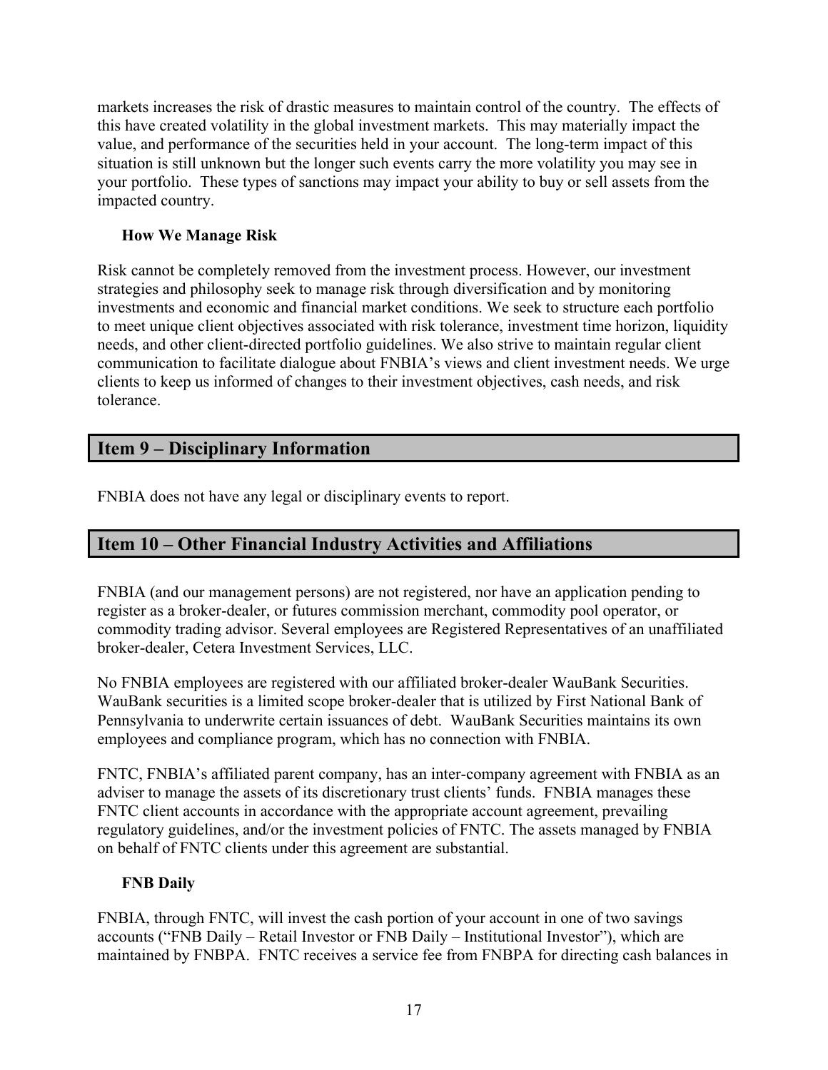markets increases the risk of drastic measures to maintain control of the country. The effects of this have created volatility in the global investment markets. This may materially impact the value, and performance of the securities held in your account. The long-term impact of this situation is still unknown but the longer such events carry the more volatility you may see in your portfolio. These types of sanctions may impact your ability to buy or sell assets from the impacted country.

### How We Manage Risk

Risk cannot be completely removed from the investment process. However, our investment strategies and philosophy seek to manage risk through diversification and by monitoring investments and economic and financial market conditions. We seek to structure each portfolio to meet unique client objectives associated with risk tolerance, investment time horizon, liquidity needs, and other client-directed portfolio guidelines. We also strive to maintain regular client communication to facilitate dialogue about FNBIA's views and client investment needs. We urge clients to keep us informed of changes to their investment objectives, cash needs, and risk tolerance.

## Item 9 – Disciplinary Information

FNBIA does not have any legal or disciplinary events to report.

## Item 10 – Other Financial Industry Activities and Affiliations

FNBIA (and our management persons) are not registered, nor have an application pending to register as a broker-dealer, or futures commission merchant, commodity pool operator, or commodity trading advisor. Several employees are Registered Representatives of an unaffiliated broker-dealer, Cetera Investment Services, LLC.

No FNBIA employees are registered with our affiliated broker-dealer WauBank Securities. WauBank securities is a limited scope broker-dealer that is utilized by First National Bank of Pennsylvania to underwrite certain issuances of debt. WauBank Securities maintains its own employees and compliance program, which has no connection with FNBIA.

FNTC, FNBIA's affiliated parent company, has an inter-company agreement with FNBIA as an adviser to manage the assets of its discretionary trust clients' funds. FNBIA manages these FNTC client accounts in accordance with the appropriate account agreement, prevailing regulatory guidelines, and/or the investment policies of FNTC. The assets managed by FNBIA on behalf of FNTC clients under this agreement are substantial.

### FNB Daily

FNBIA, through FNTC, will invest the cash portion of your account in one of two savings accounts ("FNB Daily – Retail Investor or FNB Daily – Institutional Investor"), which are maintained by FNBPA. FNTC receives a service fee from FNBPA for directing cash balances in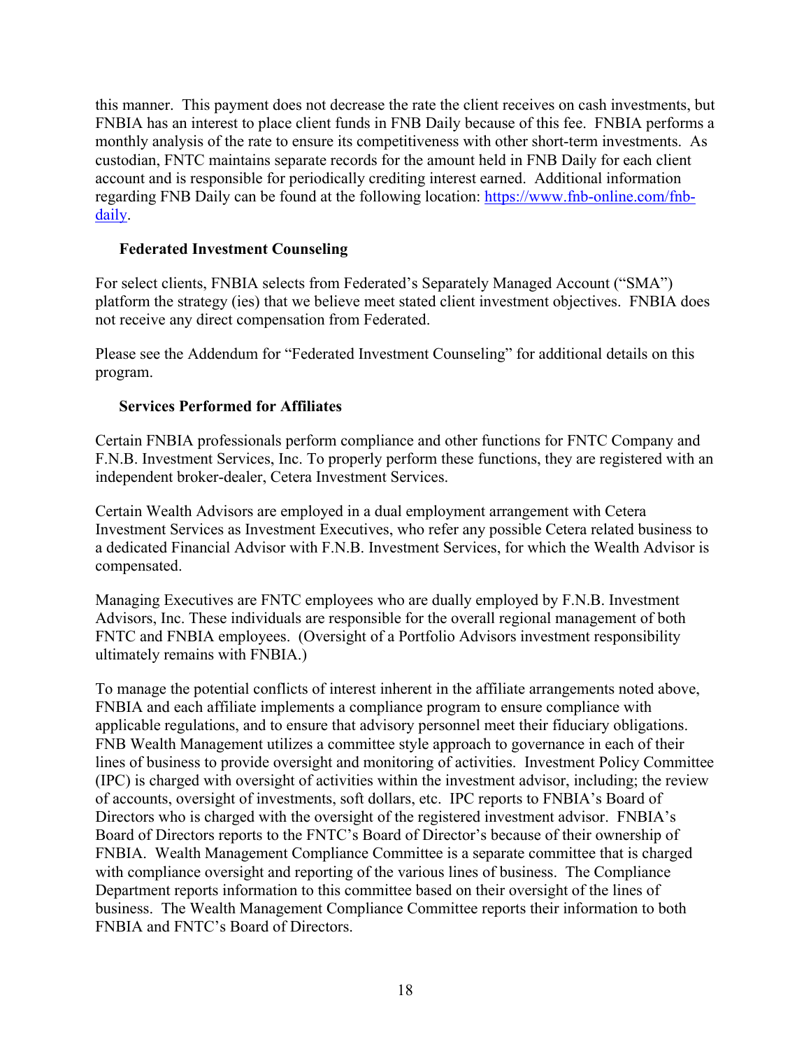this manner. This payment does not decrease the rate the client receives on cash investments, but FNBIA has an interest to place client funds in FNB Daily because of this fee. FNBIA performs a monthly analysis of the rate to ensure its competitiveness with other short-term investments. As custodian, FNTC maintains separate records for the amount held in FNB Daily for each client account and is responsible for periodically crediting interest earned. Additional information regarding FNB Daily can be found at the following location: [https://www.fnb-online.com/fnb-daily](https://www.fnb-online.com/fnb-daily).

### Federated Investment Counseling

For select clients, FNBIA selects from Federated's Separately Managed Account ("SMA") platform the strategy (ies) that we believe meet stated client investment objectives. FNBIA does not receive any direct compensation from Federated.

Please see the Addendum for "Federated Investment Counseling" for additional details on this program.

### Services Performed for Affiliates

Certain FNBIA professionals perform compliance and other functions for FNTC Company and F.N.B. Investment Services, Inc. To properly perform these functions, they are registered with an independent broker-dealer, Cetera Investment Services.

Certain Wealth Advisors are employed in a dual employment arrangement with Cetera Investment Services as Investment Executives, who refer any possible Cetera related business to a dedicated Financial Advisor with F.N.B. Investment Services, for which the Wealth Advisor is compensated.

Managing Executives are FNTC employees who are dually employed by F.N.B. Investment Advisors, Inc. These individuals are responsible for the overall regional management of both FNTC and FNBIA employees. (Oversight of a Portfolio Advisors investment responsibility ultimately remains with FNBIA.)

To manage the potential conflicts of interest inherent in the affiliate arrangements noted above, FNBIA and each affiliate implements a compliance program to ensure compliance with applicable regulations, and to ensure that advisory personnel meet their fiduciary obligations. FNB Wealth Management utilizes a committee style approach to governance in each of their lines of business to provide oversight and monitoring of activities. Investment Policy Committee (IPC) is charged with oversight of activities within the investment advisor, including; the review of accounts, oversight of investments, soft dollars, etc. IPC reports to FNBIA's Board of Directors who is charged with the oversight of the registered investment advisor. FNBIA's Board of Directors reports to the FNTC's Board of Director's because of their ownership of FNBIA. Wealth Management Compliance Committee is a separate committee that is charged with compliance oversight and reporting of the various lines of business. The Compliance Department reports information to this committee based on their oversight of the lines of business. The Wealth Management Compliance Committee reports their information to both FNBIA and FNTC's Board of Directors.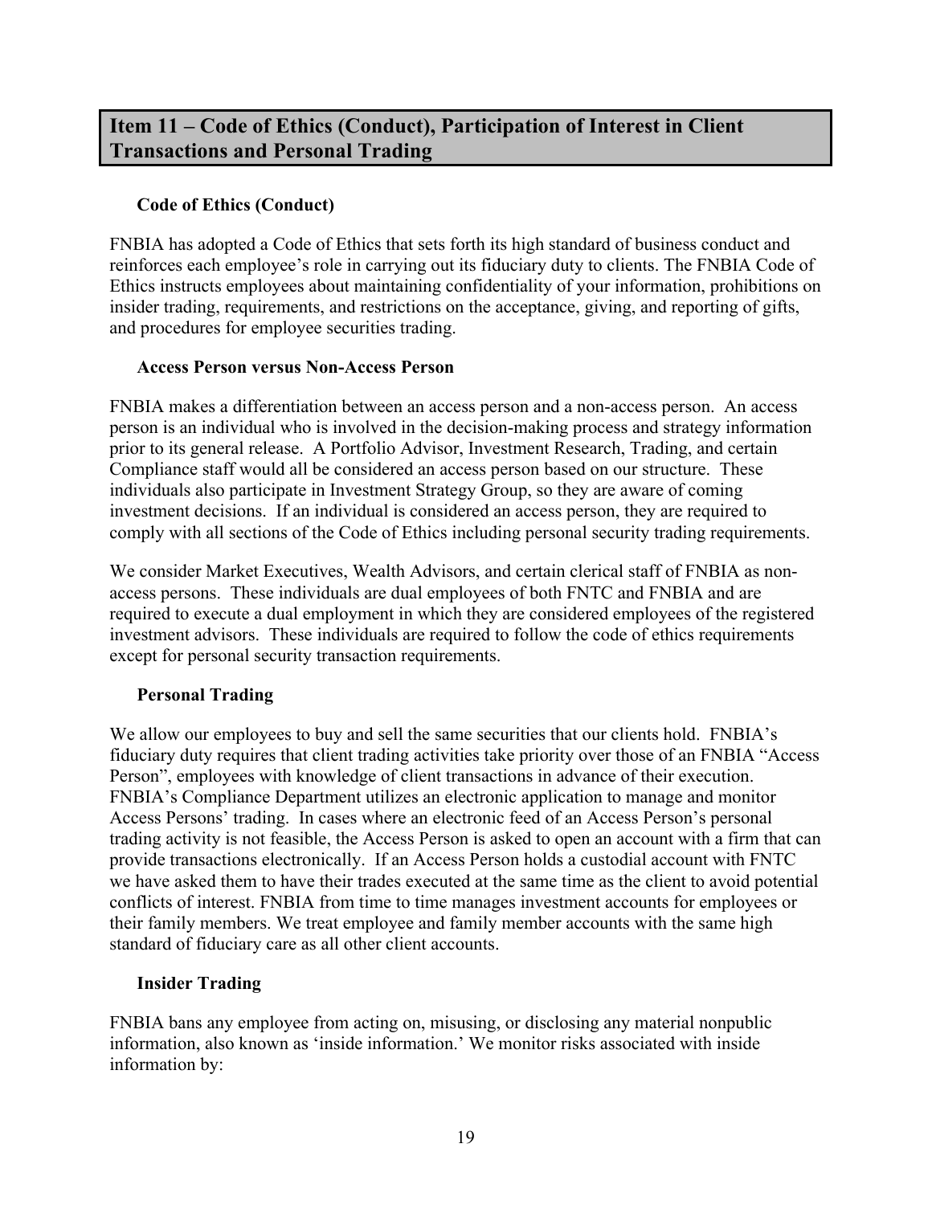## Item 11 – Code of Ethics (Conduct), Participation of Interest in Client Transactions and Personal Trading

### Code of Ethics (Conduct)

FNBIA has adopted a Code of Ethics that sets forth its high standard of business conduct and reinforces each employee's role in carrying out its fiduciary duty to clients. The FNBIA Code of Ethics instructs employees about maintaining confidentiality of your information, prohibitions on insider trading, requirements, and restrictions on the acceptance, giving, and reporting of gifts, and procedures for employee securities trading.

### Access Person versus Non-Access Person

FNBIA makes a differentiation between an access person and a non-access person. An access person is an individual who is involved in the decision-making process and strategy information prior to its general release. A Portfolio Advisor, Investment Research, Trading, and certain Compliance staff would all be considered an access person based on our structure. These individuals also participate in Investment Strategy Group, so they are aware of coming investment decisions. If an individual is considered an access person, they are required to comply with all sections of the Code of Ethics including personal security trading requirements.

We consider Market Executives, Wealth Advisors, and certain clerical staff of FNBIA as non-access persons. These individuals are dual employees of both FNTC and FNBIA and are required to execute a dual employment in which they are considered employees of the registered investment advisors. These individuals are required to follow the code of ethics requirements except for personal security transaction requirements.

### Personal Trading

We allow our employees to buy and sell the same securities that our clients hold. FNBIA's fiduciary duty requires that client trading activities take priority over those of an FNBIA "Access Person", employees with knowledge of client transactions in advance of their execution. FNBIA's Compliance Department utilizes an electronic application to manage and monitor Access Persons' trading. In cases where an electronic feed of an Access Person's personal trading activity is not feasible, the Access Person is asked to open an account with a firm that can provide transactions electronically. If an Access Person holds a custodial account with FNTC we have asked them to have their trades executed at the same time as the client to avoid potential conflicts of interest. FNBIA from time to time manages investment accounts for employees or their family members. We treat employee and family member accounts with the same high standard of fiduciary care as all other client accounts.

### Insider Trading

FNBIA bans any employee from acting on, misusing, or disclosing any material nonpublic information, also known as 'inside information.' We monitor risks associated with inside information by: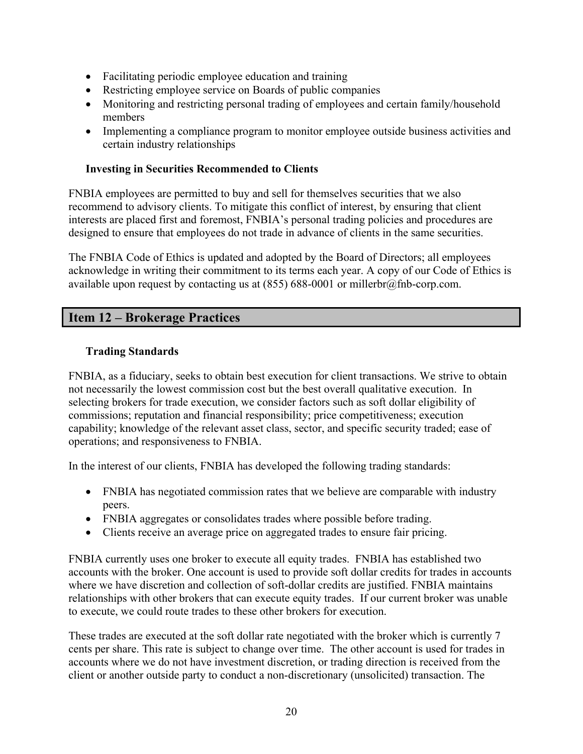- Facilitating periodic employee education and training
- Restricting employee service on Boards of public companies
- Monitoring and restricting personal trading of employees and certain family/household members
- Implementing a compliance program to monitor employee outside business activities and certain industry relationships

### Investing in Securities Recommended to Clients

FNBIA employees are permitted to buy and sell for themselves securities that we also recommend to advisory clients. To mitigate this conflict of interest, by ensuring that client interests are placed first and foremost, FNBIA's personal trading policies and procedures are designed to ensure that employees do not trade in advance of clients in the same securities.

The FNBIA Code of Ethics is updated and adopted by the Board of Directors; all employees acknowledge in writing their commitment to its terms each year. A copy of our Code of Ethics is available upon request by contacting us at (855) 688-0001 or millerbr@fnb-corp.com.

## Item 12 – Brokerage Practices

### Trading Standards

FNBIA, as a fiduciary, seeks to obtain best execution for client transactions. We strive to obtain not necessarily the lowest commission cost but the best overall qualitative execution. In selecting brokers for trade execution, we consider factors such as soft dollar eligibility of commissions; reputation and financial responsibility; price competitiveness; execution capability; knowledge of the relevant asset class, sector, and specific security traded; ease of operations; and responsiveness to FNBIA.

In the interest of our clients, FNBIA has developed the following trading standards:

- FNBIA has negotiated commission rates that we believe are comparable with industry peers.
- FNBIA aggregates or consolidates trades where possible before trading.
- Clients receive an average price on aggregated trades to ensure fair pricing.

FNBIA currently uses one broker to execute all equity trades. FNBIA has established two accounts with the broker. One account is used to provide soft dollar credits for trades in accounts where we have discretion and collection of soft-dollar credits are justified. FNBIA maintains relationships with other brokers that can execute equity trades. If our current broker was unable to execute, we could route trades to these other brokers for execution.

These trades are executed at the soft dollar rate negotiated with the broker which is currently 7 cents per share. This rate is subject to change over time. The other account is used for trades in accounts where we do not have investment discretion, or trading direction is received from the client or another outside party to conduct a non-discretionary (unsolicited) transaction. The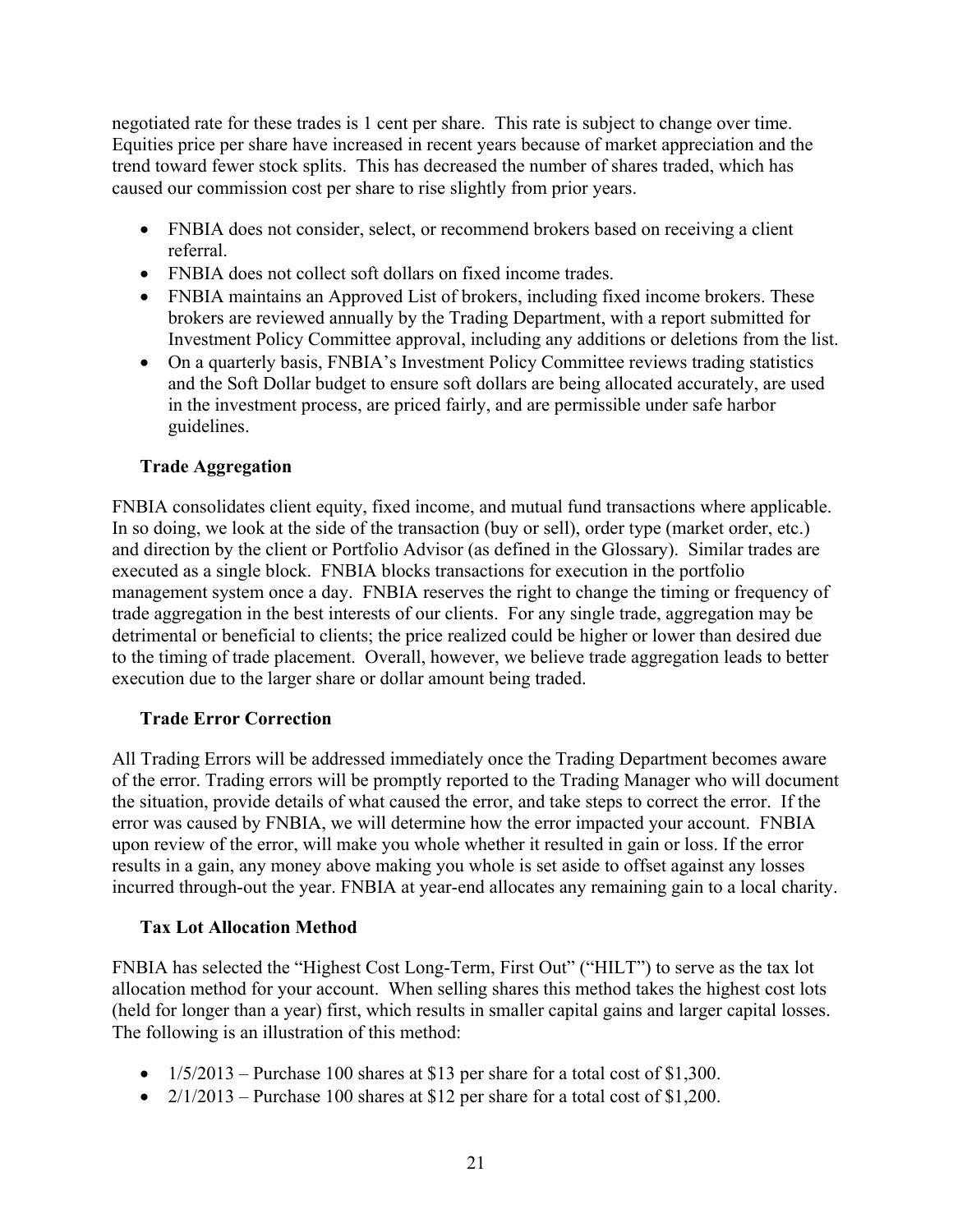negotiated rate for these trades is 1 cent per share. This rate is subject to change over time. Equities price per share have increased in recent years because of market appreciation and the trend toward fewer stock splits. This has decreased the number of shares traded, which has caused our commission cost per share to rise slightly from prior years.

- FNBIA does not consider, select, or recommend brokers based on receiving a client referral.
- FNBIA does not collect soft dollars on fixed income trades.
- FNBIA maintains an Approved List of brokers, including fixed income brokers. These brokers are reviewed annually by the Trading Department, with a report submitted for Investment Policy Committee approval, including any additions or deletions from the list.
- On a quarterly basis, FNBIA's Investment Policy Committee reviews trading statistics and the Soft Dollar budget to ensure soft dollars are being allocated accurately, are used in the investment process, are priced fairly, and are permissible under safe harbor guidelines.

### Trade Aggregation

FNBIA consolidates client equity, fixed income, and mutual fund transactions where applicable. In so doing, we look at the side of the transaction (buy or sell), order type (market order, etc.) and direction by the client or Portfolio Advisor (as defined in the Glossary). Similar trades are executed as a single block. FNBIA blocks transactions for execution in the portfolio management system once a day. FNBIA reserves the right to change the timing or frequency of trade aggregation in the best interests of our clients. For any single trade, aggregation may be detrimental or beneficial to clients; the price realized could be higher or lower than desired due to the timing of trade placement. Overall, however, we believe trade aggregation leads to better execution due to the larger share or dollar amount being traded.

### Trade Error Correction

All Trading Errors will be addressed immediately once the Trading Department becomes aware of the error. Trading errors will be promptly reported to the Trading Manager who will document the situation, provide details of what caused the error, and take steps to correct the error. If the error was caused by FNBIA, we will determine how the error impacted your account. FNBIA upon review of the error, will make you whole whether it resulted in gain or loss. If the error results in a gain, any money above making you whole is set aside to offset against any losses incurred through-out the year. FNBIA at year-end allocates any remaining gain to a local charity.

### Tax Lot Allocation Method

FNBIA has selected the "Highest Cost Long-Term, First Out" ("HILT") to serve as the tax lot allocation method for your account. When selling shares this method takes the highest cost lots (held for longer than a year) first, which results in smaller capital gains and larger capital losses. The following is an illustration of this method:

- 1/5/2013 – Purchase 100 shares at $13 per share for a total cost of $1,300.
- 2/1/2013 – Purchase 100 shares at $12 per share for a total cost of $1,200.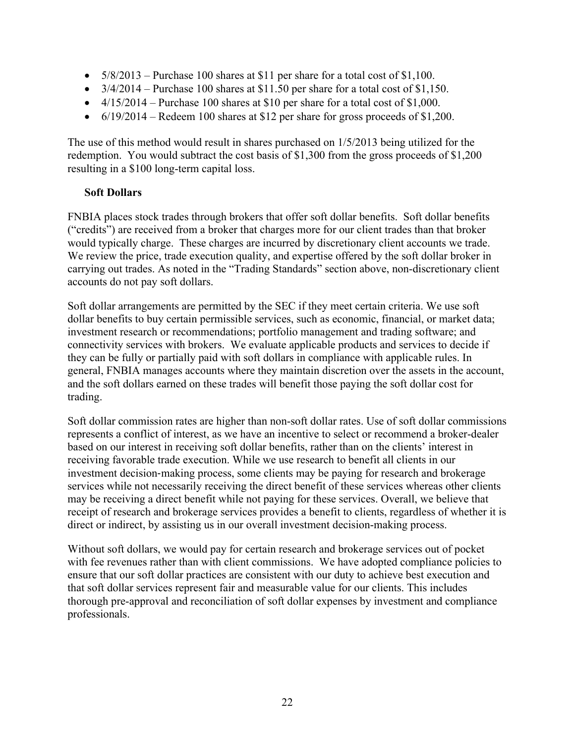- 5/8/2013 – Purchase 100 shares at $11 per share for a total cost of $1,100.
- 3/4/2014 – Purchase 100 shares at $11.50 per share for a total cost of $1,150.
- 4/15/2014 – Purchase 100 shares at $10 per share for a total cost of $1,000.
- 6/19/2014 – Redeem 100 shares at $12 per share for gross proceeds of $1,200.

The use of this method would result in shares purchased on 1/5/2013 being utilized for the redemption. You would subtract the cost basis of $1,300 from the gross proceeds of $1,200 resulting in a $100 long-term capital loss.

**Soft Dollars**

FNBIA places stock trades through brokers that offer soft dollar benefits. Soft dollar benefits ("credits") are received from a broker that charges more for our client trades than that broker would typically charge. These charges are incurred by discretionary client accounts we trade. We review the price, trade execution quality, and expertise offered by the soft dollar broker in carrying out trades. As noted in the "Trading Standards" section above, non-discretionary client accounts do not pay soft dollars.

Soft dollar arrangements are permitted by the SEC if they meet certain criteria. We use soft dollar benefits to buy certain permissible services, such as economic, financial, or market data; investment research or recommendations; portfolio management and trading software; and connectivity services with brokers. We evaluate applicable products and services to decide if they can be fully or partially paid with soft dollars in compliance with applicable rules. In general, FNBIA manages accounts where they maintain discretion over the assets in the account, and the soft dollars earned on these trades will benefit those paying the soft dollar cost for trading.

Soft dollar commission rates are higher than non-soft dollar rates. Use of soft dollar commissions represents a conflict of interest, as we have an incentive to select or recommend a broker-dealer based on our interest in receiving soft dollar benefits, rather than on the clients' interest in receiving favorable trade execution. While we use research to benefit all clients in our investment decision-making process, some clients may be paying for research and brokerage services while not necessarily receiving the direct benefit of these services whereas other clients may be receiving a direct benefit while not paying for these services. Overall, we believe that receipt of research and brokerage services provides a benefit to clients, regardless of whether it is direct or indirect, by assisting us in our overall investment decision-making process.

Without soft dollars, we would pay for certain research and brokerage services out of pocket with fee revenues rather than with client commissions. We have adopted compliance policies to ensure that our soft dollar practices are consistent with our duty to achieve best execution and that soft dollar services represent fair and measurable value for our clients. This includes thorough pre-approval and reconciliation of soft dollar expenses by investment and compliance professionals.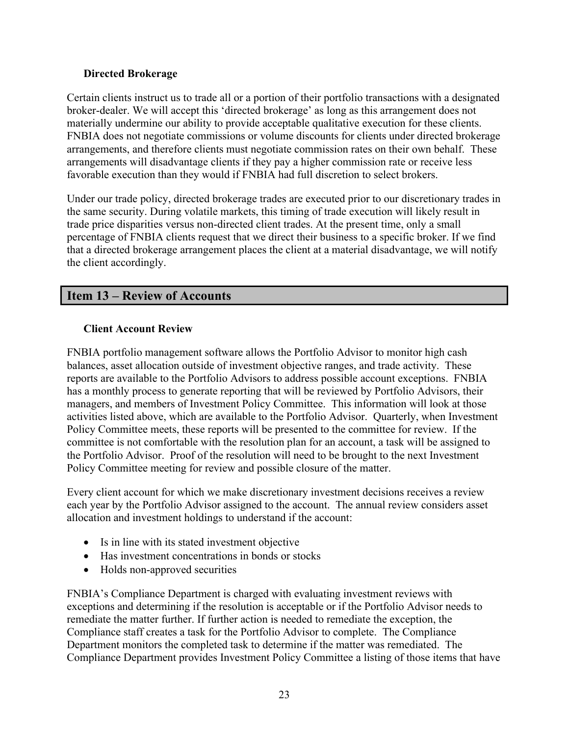### Directed Brokerage

Certain clients instruct us to trade all or a portion of their portfolio transactions with a designated broker-dealer. We will accept this 'directed brokerage' as long as this arrangement does not materially undermine our ability to provide acceptable qualitative execution for these clients. FNBIA does not negotiate commissions or volume discounts for clients under directed brokerage arrangements, and therefore clients must negotiate commission rates on their own behalf. These arrangements will disadvantage clients if they pay a higher commission rate or receive less favorable execution than they would if FNBIA had full discretion to select brokers.

Under our trade policy, directed brokerage trades are executed prior to our discretionary trades in the same security. During volatile markets, this timing of trade execution will likely result in trade price disparities versus non-directed client trades. At the present time, only a small percentage of FNBIA clients request that we direct their business to a specific broker. If we find that a directed brokerage arrangement places the client at a material disadvantage, we will notify the client accordingly.

## Item 13 – Review of Accounts

### Client Account Review

FNBIA portfolio management software allows the Portfolio Advisor to monitor high cash balances, asset allocation outside of investment objective ranges, and trade activity. These reports are available to the Portfolio Advisors to address possible account exceptions. FNBIA has a monthly process to generate reporting that will be reviewed by Portfolio Advisors, their managers, and members of Investment Policy Committee. This information will look at those activities listed above, which are available to the Portfolio Advisor. Quarterly, when Investment Policy Committee meets, these reports will be presented to the committee for review. If the committee is not comfortable with the resolution plan for an account, a task will be assigned to the Portfolio Advisor. Proof of the resolution will need to be brought to the next Investment Policy Committee meeting for review and possible closure of the matter.

Every client account for which we make discretionary investment decisions receives a review each year by the Portfolio Advisor assigned to the account. The annual review considers asset allocation and investment holdings to understand if the account:

- Is in line with its stated investment objective
- Has investment concentrations in bonds or stocks
- Holds non-approved securities

FNBIA's Compliance Department is charged with evaluating investment reviews with exceptions and determining if the resolution is acceptable or if the Portfolio Advisor needs to remediate the matter further. If further action is needed to remediate the exception, the Compliance staff creates a task for the Portfolio Advisor to complete. The Compliance Department monitors the completed task to determine if the matter was remediated. The Compliance Department provides Investment Policy Committee a listing of those items that have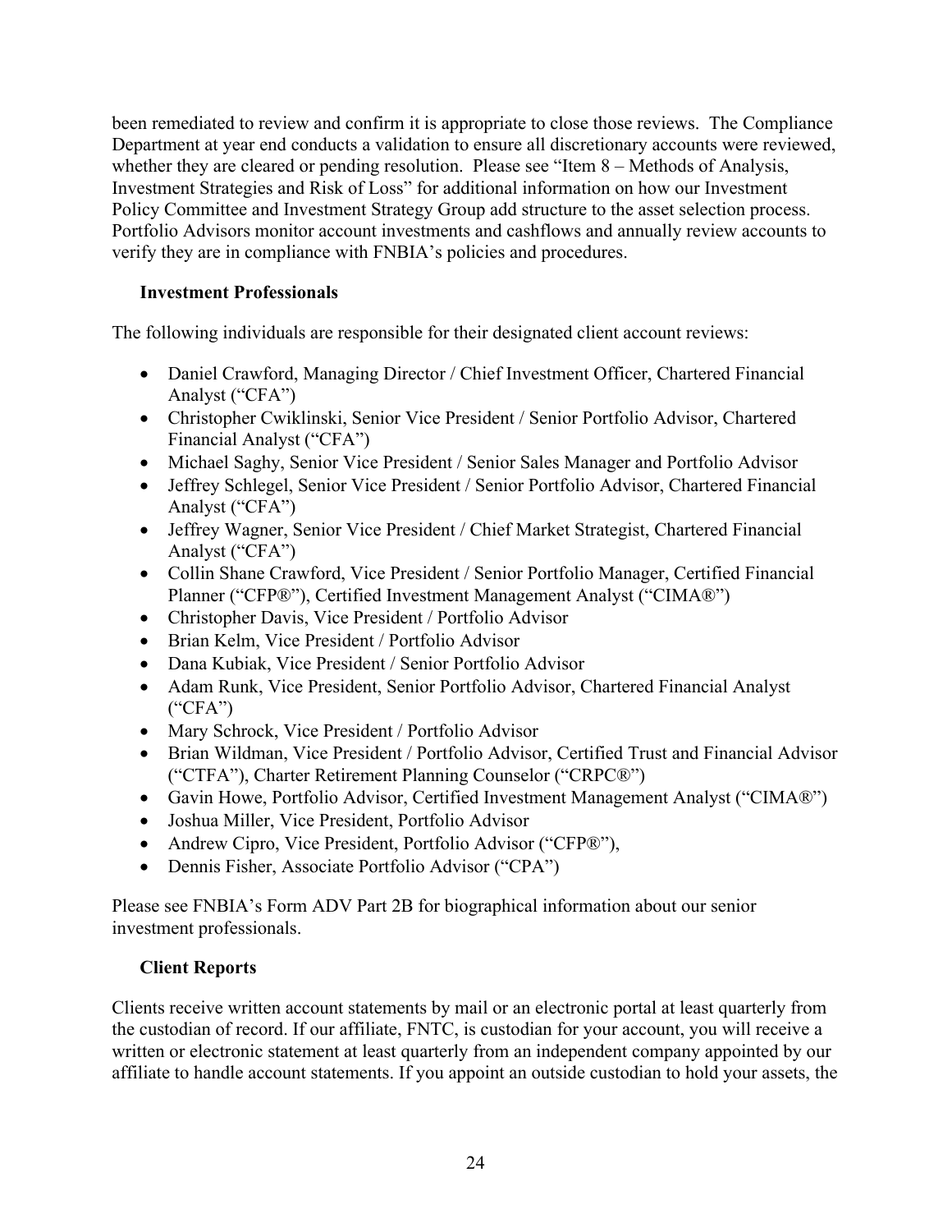been remediated to review and confirm it is appropriate to close those reviews. The Compliance Department at year end conducts a validation to ensure all discretionary accounts were reviewed, whether they are cleared or pending resolution. Please see "Item 8 – Methods of Analysis, Investment Strategies and Risk of Loss" for additional information on how our Investment Policy Committee and Investment Strategy Group add structure to the asset selection process. Portfolio Advisors monitor account investments and cashflows and annually review accounts to verify they are in compliance with FNBIA's policies and procedures.

### Investment Professionals

The following individuals are responsible for their designated client account reviews:

- Daniel Crawford, Managing Director / Chief Investment Officer, Chartered Financial Analyst ("CFA")
- Christopher Cwiklinski, Senior Vice President / Senior Portfolio Advisor, Chartered Financial Analyst ("CFA")
- Michael Saghy, Senior Vice President / Senior Sales Manager and Portfolio Advisor
- Jeffrey Schlegel, Senior Vice President / Senior Portfolio Advisor, Chartered Financial Analyst ("CFA")
- Jeffrey Wagner, Senior Vice President / Chief Market Strategist, Chartered Financial Analyst ("CFA")
- Collin Shane Crawford, Vice President / Senior Portfolio Manager, Certified Financial Planner ("CFP®"), Certified Investment Management Analyst ("CIMA®")
- Christopher Davis, Vice President / Portfolio Advisor
- Brian Kelm, Vice President / Portfolio Advisor
- Dana Kubiak, Vice President / Senior Portfolio Advisor
- Adam Runk, Vice President, Senior Portfolio Advisor, Chartered Financial Analyst ("CFA")
- Mary Schrock, Vice President / Portfolio Advisor
- Brian Wildman, Vice President / Portfolio Advisor, Certified Trust and Financial Advisor ("CTFA"), Charter Retirement Planning Counselor ("CRPC®")
- Gavin Howe, Portfolio Advisor, Certified Investment Management Analyst ("CIMA®")
- Joshua Miller, Vice President, Portfolio Advisor
- Andrew Cipro, Vice President, Portfolio Advisor ("CFP®"),
- Dennis Fisher, Associate Portfolio Advisor ("CPA")

Please see FNBIA's Form ADV Part 2B for biographical information about our senior investment professionals.

### Client Reports

Clients receive written account statements by mail or an electronic portal at least quarterly from the custodian of record. If our affiliate, FNTC, is custodian for your account, you will receive a written or electronic statement at least quarterly from an independent company appointed by our affiliate to handle account statements. If you appoint an outside custodian to hold your assets, the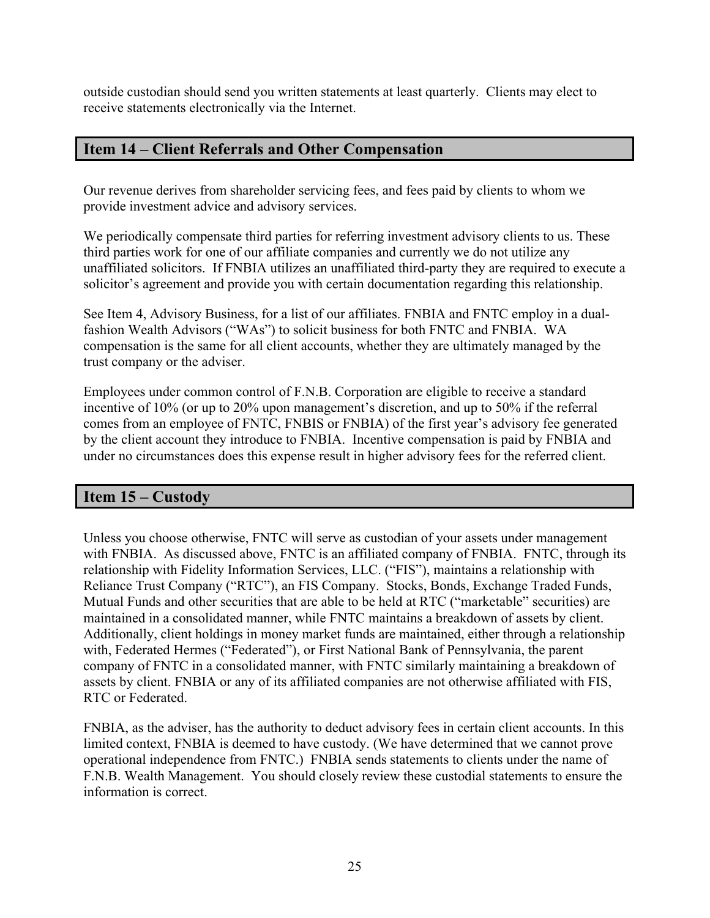outside custodian should send you written statements at least quarterly. Clients may elect to receive statements electronically via the Internet.

## Item 14 – Client Referrals and Other Compensation

Our revenue derives from shareholder servicing fees, and fees paid by clients to whom we provide investment advice and advisory services.

We periodically compensate third parties for referring investment advisory clients to us. These third parties work for one of our affiliate companies and currently we do not utilize any unaffiliated solicitors. If FNBIA utilizes an unaffiliated third-party they are required to execute a solicitor's agreement and provide you with certain documentation regarding this relationship.

See Item 4, Advisory Business, for a list of our affiliates. FNBIA and FNTC employ in a dual-fashion Wealth Advisors ("WAs") to solicit business for both FNTC and FNBIA. WA compensation is the same for all client accounts, whether they are ultimately managed by the trust company or the adviser.

Employees under common control of F.N.B. Corporation are eligible to receive a standard incentive of 10% (or up to 20% upon management's discretion, and up to 50% if the referral comes from an employee of FNTC, FNBIS or FNBIA) of the first year's advisory fee generated by the client account they introduce to FNBIA. Incentive compensation is paid by FNBIA and under no circumstances does this expense result in higher advisory fees for the referred client.

## Item 15 – Custody

Unless you choose otherwise, FNTC will serve as custodian of your assets under management with FNBIA. As discussed above, FNTC is an affiliated company of FNBIA. FNTC, through its relationship with Fidelity Information Services, LLC. ("FIS"), maintains a relationship with Reliance Trust Company ("RTC"), an FIS Company. Stocks, Bonds, Exchange Traded Funds, Mutual Funds and other securities that are able to be held at RTC ("marketable" securities) are maintained in a consolidated manner, while FNTC maintains a breakdown of assets by client. Additionally, client holdings in money market funds are maintained, either through a relationship with, Federated Hermes ("Federated"), or First National Bank of Pennsylvania, the parent company of FNTC in a consolidated manner, with FNTC similarly maintaining a breakdown of assets by client. FNBIA or any of its affiliated companies are not otherwise affiliated with FIS, RTC or Federated.

FNBIA, as the adviser, has the authority to deduct advisory fees in certain client accounts. In this limited context, FNBIA is deemed to have custody. (We have determined that we cannot prove operational independence from FNTC.) FNBIA sends statements to clients under the name of F.N.B. Wealth Management. You should closely review these custodial statements to ensure the information is correct.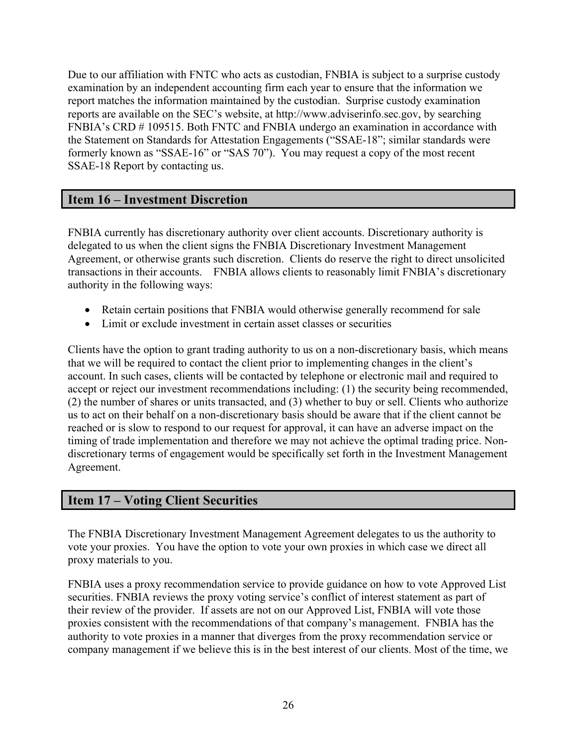Due to our affiliation with FNTC who acts as custodian, FNBIA is subject to a surprise custody examination by an independent accounting firm each year to ensure that the information we report matches the information maintained by the custodian. Surprise custody examination reports are available on the SEC's website, at http://www.adviserinfo.sec.gov, by searching FNBIA's CRD # 109515. Both FNTC and FNBIA undergo an examination in accordance with the Statement on Standards for Attestation Engagements ("SSAE-18"; similar standards were formerly known as "SSAE-16" or "SAS 70"). You may request a copy of the most recent SSAE-18 Report by contacting us.

## Item 16 – Investment Discretion

FNBIA currently has discretionary authority over client accounts. Discretionary authority is delegated to us when the client signs the FNBIA Discretionary Investment Management Agreement, or otherwise grants such discretion. Clients do reserve the right to direct unsolicited transactions in their accounts. FNBIA allows clients to reasonably limit FNBIA's discretionary authority in the following ways:

- Retain certain positions that FNBIA would otherwise generally recommend for sale
- Limit or exclude investment in certain asset classes or securities

Clients have the option to grant trading authority to us on a non-discretionary basis, which means that we will be required to contact the client prior to implementing changes in the client's account. In such cases, clients will be contacted by telephone or electronic mail and required to accept or reject our investment recommendations including: (1) the security being recommended, (2) the number of shares or units transacted, and (3) whether to buy or sell. Clients who authorize us to act on their behalf on a non-discretionary basis should be aware that if the client cannot be reached or is slow to respond to our request for approval, it can have an adverse impact on the timing of trade implementation and therefore we may not achieve the optimal trading price. Non-discretionary terms of engagement would be specifically set forth in the Investment Management Agreement.

## Item 17 – Voting Client Securities

The FNBIA Discretionary Investment Management Agreement delegates to us the authority to vote your proxies. You have the option to vote your own proxies in which case we direct all proxy materials to you.

FNBIA uses a proxy recommendation service to provide guidance on how to vote Approved List securities. FNBIA reviews the proxy voting service's conflict of interest statement as part of their review of the provider. If assets are not on our Approved List, FNBIA will vote those proxies consistent with the recommendations of that company's management. FNBIA has the authority to vote proxies in a manner that diverges from the proxy recommendation service or company management if we believe this is in the best interest of our clients. Most of the time, we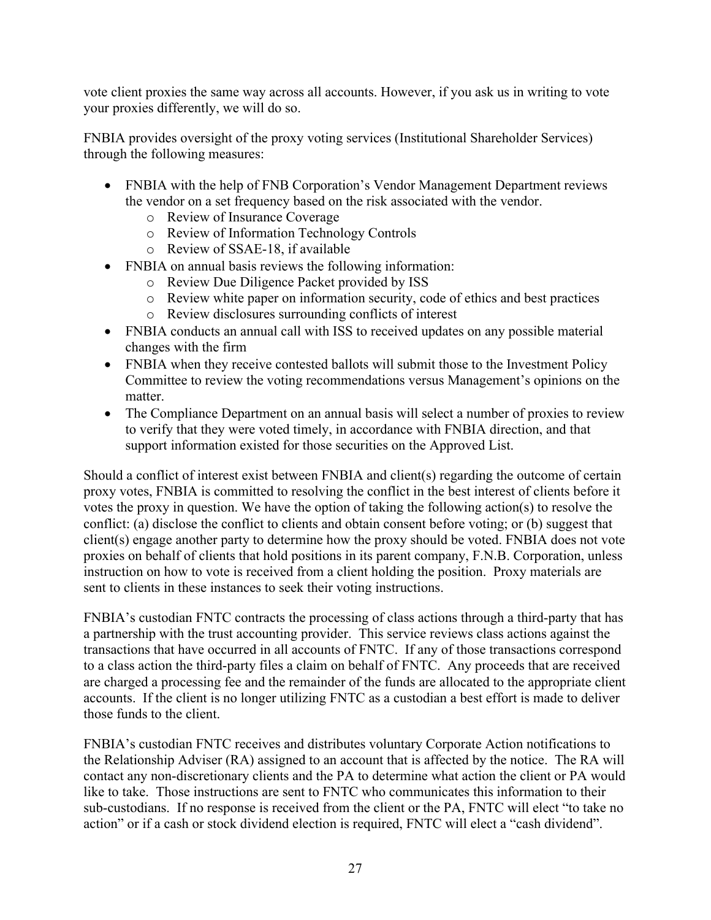vote client proxies the same way across all accounts. However, if you ask us in writing to vote your proxies differently, we will do so.

FNBIA provides oversight of the proxy voting services (Institutional Shareholder Services) through the following measures:

- FNBIA with the help of FNB Corporation's Vendor Management Department reviews the vendor on a set frequency based on the risk associated with the vendor.
  - Review of Insurance Coverage
  - Review of Information Technology Controls
  - Review of SSAE-18, if available
- FNBIA on annual basis reviews the following information:
  - Review Due Diligence Packet provided by ISS
  - Review white paper on information security, code of ethics and best practices
  - Review disclosures surrounding conflicts of interest
- FNBIA conducts an annual call with ISS to received updates on any possible material changes with the firm
- FNBIA when they receive contested ballots will submit those to the Investment Policy Committee to review the voting recommendations versus Management's opinions on the matter.
- The Compliance Department on an annual basis will select a number of proxies to review to verify that they were voted timely, in accordance with FNBIA direction, and that support information existed for those securities on the Approved List.

Should a conflict of interest exist between FNBIA and client(s) regarding the outcome of certain proxy votes, FNBIA is committed to resolving the conflict in the best interest of clients before it votes the proxy in question. We have the option of taking the following action(s) to resolve the conflict: (a) disclose the conflict to clients and obtain consent before voting; or (b) suggest that client(s) engage another party to determine how the proxy should be voted. FNBIA does not vote proxies on behalf of clients that hold positions in its parent company, F.N.B. Corporation, unless instruction on how to vote is received from a client holding the position. Proxy materials are sent to clients in these instances to seek their voting instructions.

FNBIA's custodian FNTC contracts the processing of class actions through a third-party that has a partnership with the trust accounting provider. This service reviews class actions against the transactions that have occurred in all accounts of FNTC. If any of those transactions correspond to a class action the third-party files a claim on behalf of FNTC. Any proceeds that are received are charged a processing fee and the remainder of the funds are allocated to the appropriate client accounts. If the client is no longer utilizing FNTC as a custodian a best effort is made to deliver those funds to the client.

FNBIA's custodian FNTC receives and distributes voluntary Corporate Action notifications to the Relationship Adviser (RA) assigned to an account that is affected by the notice. The RA will contact any non-discretionary clients and the PA to determine what action the client or PA would like to take. Those instructions are sent to FNTC who communicates this information to their sub-custodians. If no response is received from the client or the PA, FNTC will elect "to take no action" or if a cash or stock dividend election is required, FNTC will elect a "cash dividend".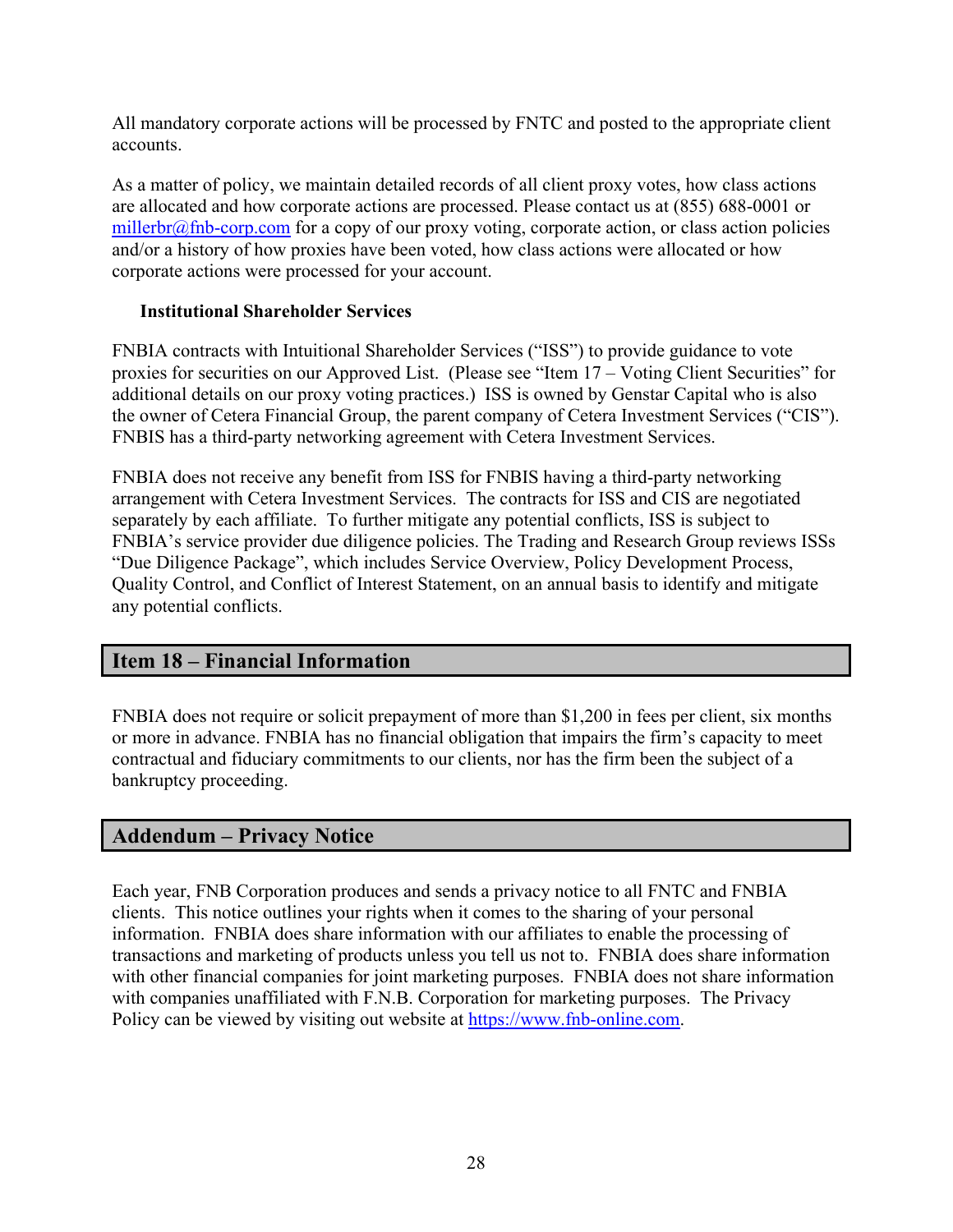All mandatory corporate actions will be processed by FNTC and posted to the appropriate client accounts.

As a matter of policy, we maintain detailed records of all client proxy votes, how class actions are allocated and how corporate actions are processed. Please contact us at (855) 688-0001 or millerbr@fnb-corp.com for a copy of our proxy voting, corporate action, or class action policies and/or a history of how proxies have been voted, how class actions were allocated or how corporate actions were processed for your account.

**Institutional Shareholder Services**

FNBIA contracts with Intuitional Shareholder Services ("ISS") to provide guidance to vote proxies for securities on our Approved List. (Please see "Item 17 – Voting Client Securities" for additional details on our proxy voting practices.) ISS is owned by Genstar Capital who is also the owner of Cetera Financial Group, the parent company of Cetera Investment Services ("CIS"). FNBIS has a third-party networking agreement with Cetera Investment Services.

FNBIA does not receive any benefit from ISS for FNBIS having a third-party networking arrangement with Cetera Investment Services. The contracts for ISS and CIS are negotiated separately by each affiliate. To further mitigate any potential conflicts, ISS is subject to FNBIA's service provider due diligence policies. The Trading and Research Group reviews ISSs "Due Diligence Package", which includes Service Overview, Policy Development Process, Quality Control, and Conflict of Interest Statement, on an annual basis to identify and mitigate any potential conflicts.

## Item 18 – Financial Information

FNBIA does not require or solicit prepayment of more than $1,200 in fees per client, six months or more in advance. FNBIA has no financial obligation that impairs the firm's capacity to meet contractual and fiduciary commitments to our clients, nor has the firm been the subject of a bankruptcy proceeding.

## Addendum – Privacy Notice

Each year, FNB Corporation produces and sends a privacy notice to all FNTC and FNBIA clients. This notice outlines your rights when it comes to the sharing of your personal information. FNBIA does share information with our affiliates to enable the processing of transactions and marketing of products unless you tell us not to. FNBIA does share information with other financial companies for joint marketing purposes. FNBIA does not share information with companies unaffiliated with F.N.B. Corporation for marketing purposes. The Privacy Policy can be viewed by visiting out website at https://www.fnb-online.com.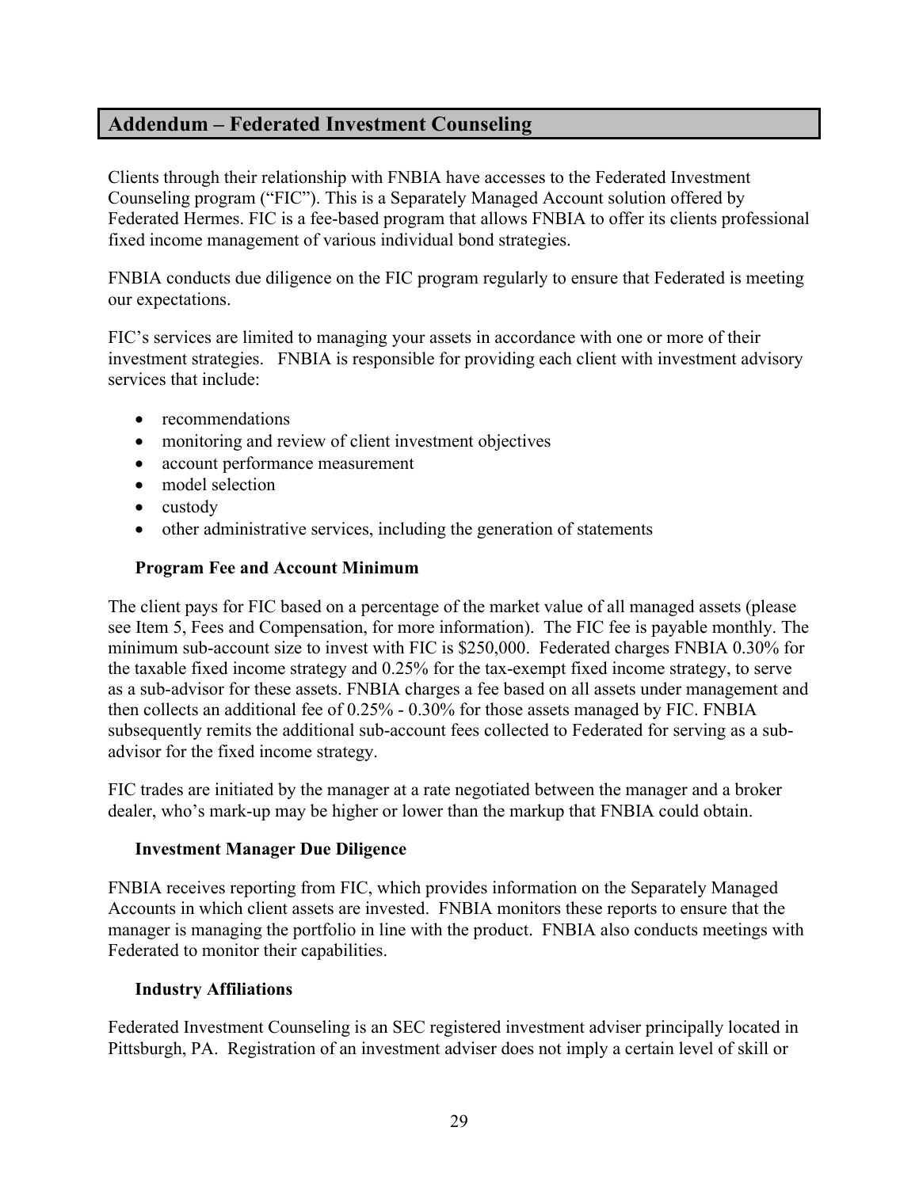## Addendum – Federated Investment Counseling

Clients through their relationship with FNBIA have accesses to the Federated Investment Counseling program ("FIC"). This is a Separately Managed Account solution offered by Federated Hermes. FIC is a fee-based program that allows FNBIA to offer its clients professional fixed income management of various individual bond strategies.

FNBIA conducts due diligence on the FIC program regularly to ensure that Federated is meeting our expectations.

FIC's services are limited to managing your assets in accordance with one or more of their investment strategies. FNBIA is responsible for providing each client with investment advisory services that include:

- recommendations
- monitoring and review of client investment objectives
- account performance measurement
- model selection
- custody
- other administrative services, including the generation of statements

### Program Fee and Account Minimum

The client pays for FIC based on a percentage of the market value of all managed assets (please see Item 5, Fees and Compensation, for more information). The FIC fee is payable monthly. The minimum sub-account size to invest with FIC is $250,000. Federated charges FNBIA 0.30% for the taxable fixed income strategy and 0.25% for the tax-exempt fixed income strategy, to serve as a sub-advisor for these assets. FNBIA charges a fee based on all assets under management and then collects an additional fee of 0.25% - 0.30% for those assets managed by FIC. FNBIA subsequently remits the additional sub-account fees collected to Federated for serving as a sub-advisor for the fixed income strategy.

FIC trades are initiated by the manager at a rate negotiated between the manager and a broker dealer, who's mark-up may be higher or lower than the markup that FNBIA could obtain.

### Investment Manager Due Diligence

FNBIA receives reporting from FIC, which provides information on the Separately Managed Accounts in which client assets are invested. FNBIA monitors these reports to ensure that the manager is managing the portfolio in line with the product. FNBIA also conducts meetings with Federated to monitor their capabilities.

### Industry Affiliations

Federated Investment Counseling is an SEC registered investment adviser principally located in Pittsburgh, PA. Registration of an investment adviser does not imply a certain level of skill or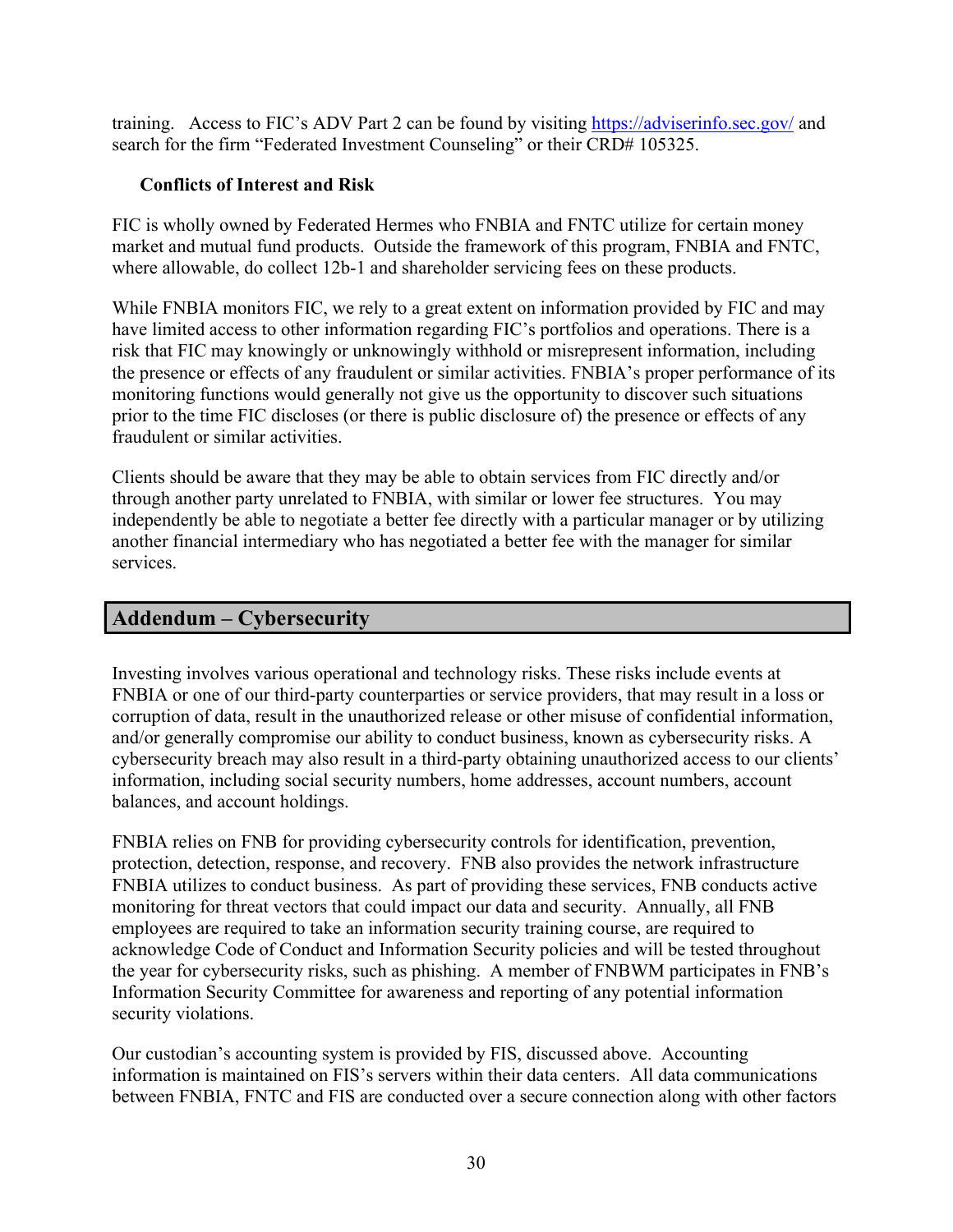training. Access to FIC's ADV Part 2 can be found by visiting https://adviserinfo.sec.gov/ and search for the firm "Federated Investment Counseling" or their CRD# 105325.

### Conflicts of Interest and Risk

FIC is wholly owned by Federated Hermes who FNBIA and FNTC utilize for certain money market and mutual fund products. Outside the framework of this program, FNBIA and FNTC, where allowable, do collect 12b-1 and shareholder servicing fees on these products.

While FNBIA monitors FIC, we rely to a great extent on information provided by FIC and may have limited access to other information regarding FIC's portfolios and operations. There is a risk that FIC may knowingly or unknowingly withhold or misrepresent information, including the presence or effects of any fraudulent or similar activities. FNBIA's proper performance of its monitoring functions would generally not give us the opportunity to discover such situations prior to the time FIC discloses (or there is public disclosure of) the presence or effects of any fraudulent or similar activities.

Clients should be aware that they may be able to obtain services from FIC directly and/or through another party unrelated to FNBIA, with similar or lower fee structures. You may independently be able to negotiate a better fee directly with a particular manager or by utilizing another financial intermediary who has negotiated a better fee with the manager for similar services.

## Addendum – Cybersecurity

Investing involves various operational and technology risks. These risks include events at FNBIA or one of our third-party counterparties or service providers, that may result in a loss or corruption of data, result in the unauthorized release or other misuse of confidential information, and/or generally compromise our ability to conduct business, known as cybersecurity risks. A cybersecurity breach may also result in a third-party obtaining unauthorized access to our clients' information, including social security numbers, home addresses, account numbers, account balances, and account holdings.

FNBIA relies on FNB for providing cybersecurity controls for identification, prevention, protection, detection, response, and recovery. FNB also provides the network infrastructure FNBIA utilizes to conduct business. As part of providing these services, FNB conducts active monitoring for threat vectors that could impact our data and security. Annually, all FNB employees are required to take an information security training course, are required to acknowledge Code of Conduct and Information Security policies and will be tested throughout the year for cybersecurity risks, such as phishing. A member of FNBWM participates in FNB's Information Security Committee for awareness and reporting of any potential information security violations.

Our custodian's accounting system is provided by FIS, discussed above. Accounting information is maintained on FIS's servers within their data centers. All data communications between FNBIA, FNTC and FIS are conducted over a secure connection along with other factors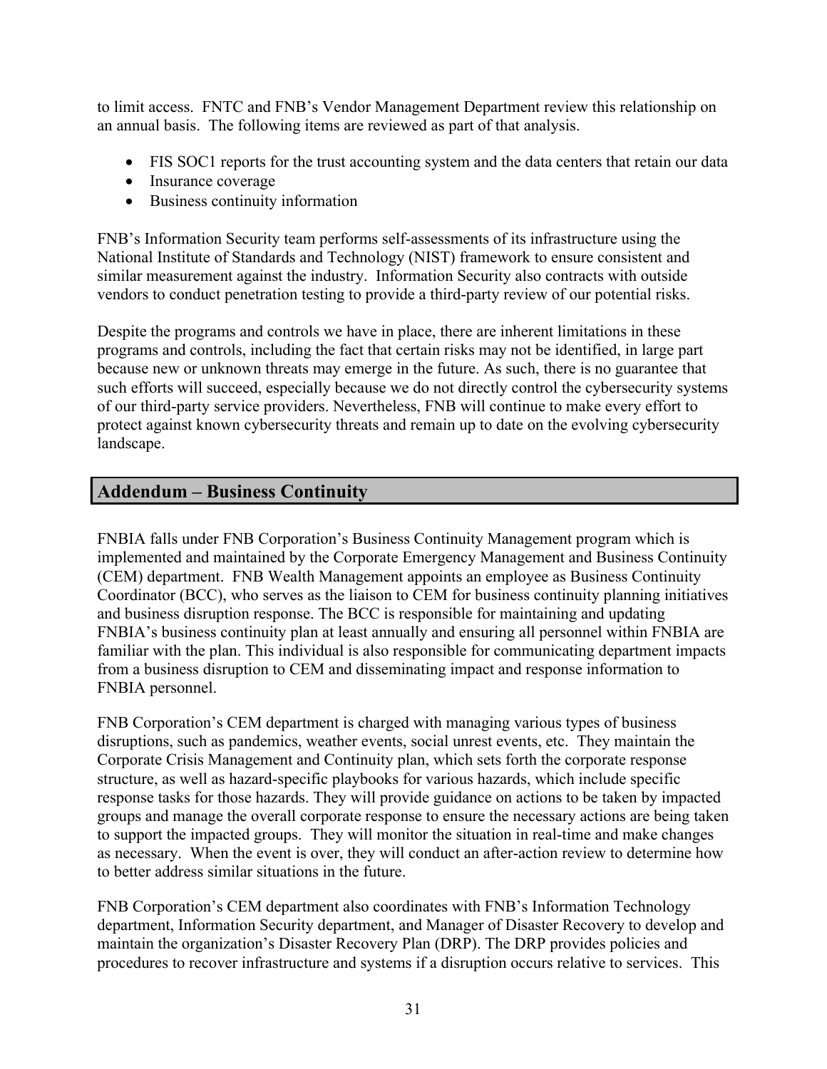to limit access. FNTC and FNB's Vendor Management Department review this relationship on an annual basis. The following items are reviewed as part of that analysis.

- FIS SOC1 reports for the trust accounting system and the data centers that retain our data
- Insurance coverage
- Business continuity information

FNB's Information Security team performs self-assessments of its infrastructure using the National Institute of Standards and Technology (NIST) framework to ensure consistent and similar measurement against the industry. Information Security also contracts with outside vendors to conduct penetration testing to provide a third-party review of our potential risks.

Despite the programs and controls we have in place, there are inherent limitations in these programs and controls, including the fact that certain risks may not be identified, in large part because new or unknown threats may emerge in the future. As such, there is no guarantee that such efforts will succeed, especially because we do not directly control the cybersecurity systems of our third-party service providers. Nevertheless, FNB will continue to make every effort to protect against known cybersecurity threats and remain up to date on the evolving cybersecurity landscape.

## Addendum – Business Continuity

FNBIA falls under FNB Corporation's Business Continuity Management program which is implemented and maintained by the Corporate Emergency Management and Business Continuity (CEM) department. FNB Wealth Management appoints an employee as Business Continuity Coordinator (BCC), who serves as the liaison to CEM for business continuity planning initiatives and business disruption response. The BCC is responsible for maintaining and updating FNBIA's business continuity plan at least annually and ensuring all personnel within FNBIA are familiar with the plan. This individual is also responsible for communicating department impacts from a business disruption to CEM and disseminating impact and response information to FNBIA personnel.

FNB Corporation's CEM department is charged with managing various types of business disruptions, such as pandemics, weather events, social unrest events, etc. They maintain the Corporate Crisis Management and Continuity plan, which sets forth the corporate response structure, as well as hazard-specific playbooks for various hazards, which include specific response tasks for those hazards. They will provide guidance on actions to be taken by impacted groups and manage the overall corporate response to ensure the necessary actions are being taken to support the impacted groups. They will monitor the situation in real-time and make changes as necessary. When the event is over, they will conduct an after-action review to determine how to better address similar situations in the future.

FNB Corporation's CEM department also coordinates with FNB's Information Technology department, Information Security department, and Manager of Disaster Recovery to develop and maintain the organization's Disaster Recovery Plan (DRP). The DRP provides policies and procedures to recover infrastructure and systems if a disruption occurs relative to services. This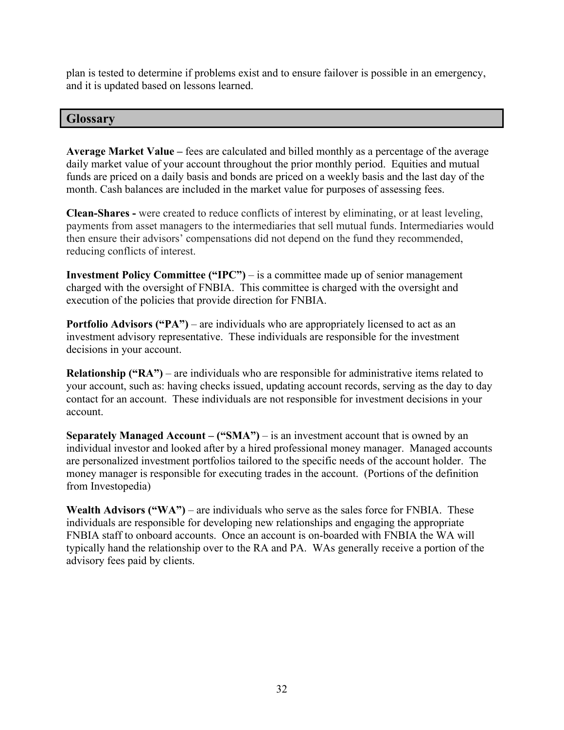plan is tested to determine if problems exist and to ensure failover is possible in an emergency, and it is updated based on lessons learned.

## Glossary

**Average Market Value –** fees are calculated and billed monthly as a percentage of the average daily market value of your account throughout the prior monthly period. Equities and mutual funds are priced on a daily basis and bonds are priced on a weekly basis and the last day of the month. Cash balances are included in the market value for purposes of assessing fees.

**Clean-Shares -** were created to reduce conflicts of interest by eliminating, or at least leveling, payments from asset managers to the intermediaries that sell mutual funds. Intermediaries would then ensure their advisors' compensations did not depend on the fund they recommended, reducing conflicts of interest.

**Investment Policy Committee ("IPC")** – is a committee made up of senior management charged with the oversight of FNBIA. This committee is charged with the oversight and execution of the policies that provide direction for FNBIA.

**Portfolio Advisors ("PA")** – are individuals who are appropriately licensed to act as an investment advisory representative. These individuals are responsible for the investment decisions in your account.

**Relationship ("RA")** – are individuals who are responsible for administrative items related to your account, such as: having checks issued, updating account records, serving as the day to day contact for an account. These individuals are not responsible for investment decisions in your account.

**Separately Managed Account – ("SMA")** – is an investment account that is owned by an individual investor and looked after by a hired professional money manager. Managed accounts are personalized investment portfolios tailored to the specific needs of the account holder. The money manager is responsible for executing trades in the account. (Portions of the definition from Investopedia)

**Wealth Advisors ("WA")** – are individuals who serve as the sales force for FNBIA. These individuals are responsible for developing new relationships and engaging the appropriate FNBIA staff to onboard accounts. Once an account is on-boarded with FNBIA the WA will typically hand the relationship over to the RA and PA. WAs generally receive a portion of the advisory fees paid by clients.